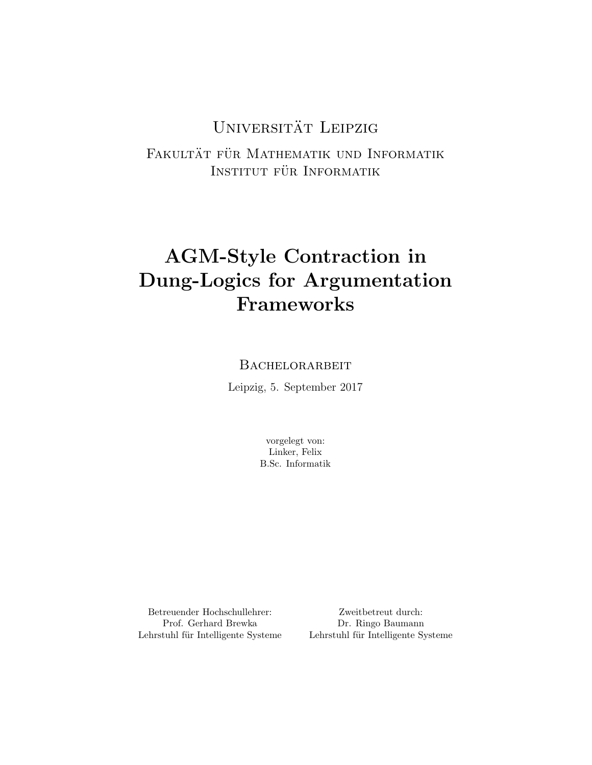Universität Leipzig

Fakultät für Mathematik und Informatik
Institut für Informatik

# AGM-Style Contraction in Dung-Logics for Argumentation Frameworks

Bachelorarbeit

Leipzig, 5. September 2017

vorgelegt von:
Linker, Felix
B.Sc. Informatik

Betreuender Hochschullehrer:
Prof. Gerhard Brewka
Lehrstuhl für Intelligente Systeme

Zweitbetreut durch:
Dr. Ringo Baumann
Lehrstuhl für Intelligente Systeme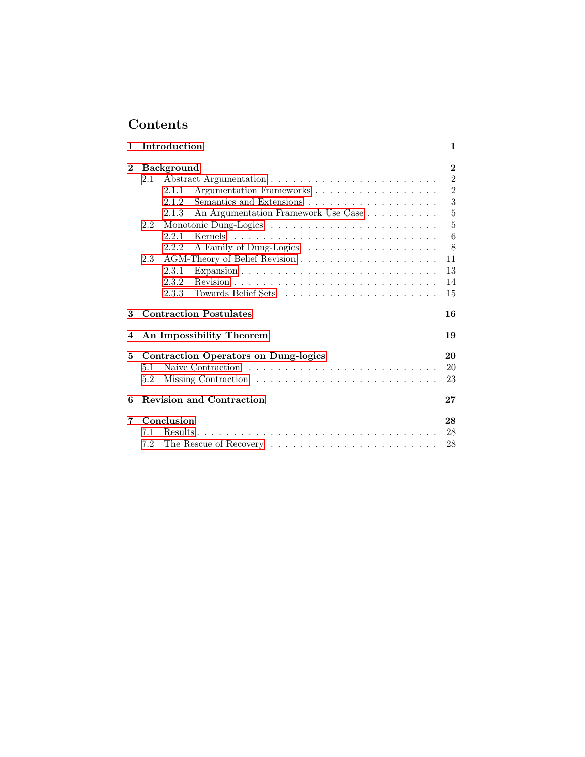# Contents

- **1 Introduction** — 1
- **2 Background** — 2
  - 2.1 Abstract Argumentation — 2
    - 2.1.1 Argumentation Frameworks — 2
    - 2.1.2 Semantics and Extensions — 3
    - 2.1.3 An Argumentation Framework Use Case — 5
  - 2.2 Monotonic Dung-Logics — 5
    - 2.2.1 Kernels — 6
    - 2.2.2 A Family of Dung-Logics — 8
  - 2.3 AGM-Theory of Belief Revision — 11
    - 2.3.1 Expansion — 13
    - 2.3.2 Revision — 14
    - 2.3.3 Towards Belief Sets — 15
- **3 Contraction Postulates** — 16
- **4 An Impossibility Theorem** — 19
- **5 Contraction Operators on Dung-logics** — 20
  - 5.1 Naive Contraction — 20
  - 5.2 Missing Contraction — 23
- **6 Revision and Contraction** — 27
- **7 Conclusion** — 28
  - 7.1 Results — 28
  - 7.2 The Rescue of Recovery — 28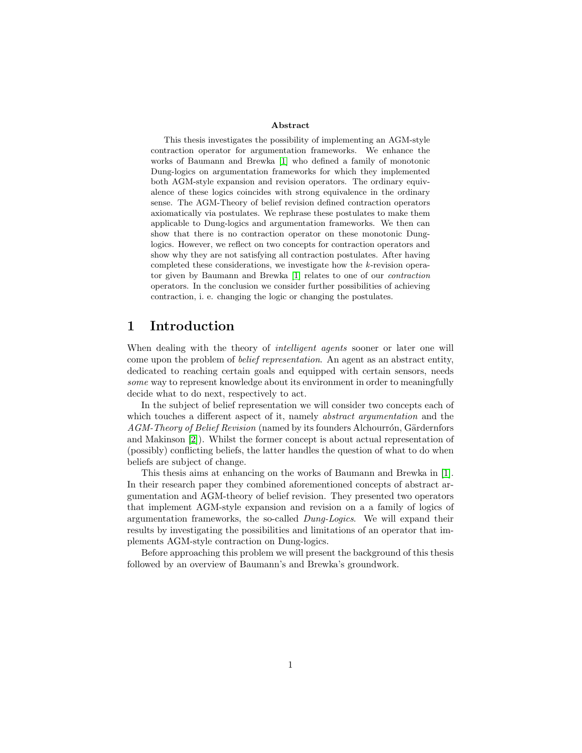**Abstract**

This thesis investigates the possibility of implementing an AGM-style contraction operator for argumentation frameworks. We enhance the works of Baumann and Brewka [1] who defined a family of monotonic Dung-logics on argumentation frameworks for which they implemented both AGM-style expansion and revision operators. The ordinary equivalence of these logics coincides with strong equivalence in the ordinary sense. The AGM-Theory of belief revision defined contraction operators axiomatically via postulates. We rephrase these postulates to make them applicable to Dung-logics and argumentation frameworks. We then can show that there is no contraction operator on these monotonic Dung-logics. However, we reflect on two concepts for contraction operators and show why they are not satisfying all contraction postulates. After having completed these considerations, we investigate how the $k$-revision operator given by Baumann and Brewka [1] relates to one of our *contraction* operators. In the conclusion we consider further possibilities of achieving contraction, i. e. changing the logic or changing the postulates.

# 1 Introduction

When dealing with the theory of *intelligent agents* sooner or later one will come upon the problem of *belief representation*. An agent as an abstract entity, dedicated to reaching certain goals and equipped with certain sensors, needs *some* way to represent knowledge about its environment in order to meaningfully decide what to do next, respectively to act.

In the subject of belief representation we will consider two concepts each of which touches a different aspect of it, namely *abstract argumentation* and the *AGM-Theory of Belief Revision* (named by its founders Alchourrón, Gärdernfors and Makinson [2]). Whilst the former concept is about actual representation of (possibly) conflicting beliefs, the latter handles the question of what to do when beliefs are subject of change.

This thesis aims at enhancing on the works of Baumann and Brewka in [1]. In their research paper they combined aforementioned concepts of abstract argumentation and AGM-theory of belief revision. They presented two operators that implement AGM-style expansion and revision on a a family of logics of argumentation frameworks, the so-called *Dung-Logics*. We will expand their results by investigating the possibilities and limitations of an operator that implements AGM-style contraction on Dung-logics.

Before approaching this problem we will present the background of this thesis followed by an overview of Baumann's and Brewka's groundwork.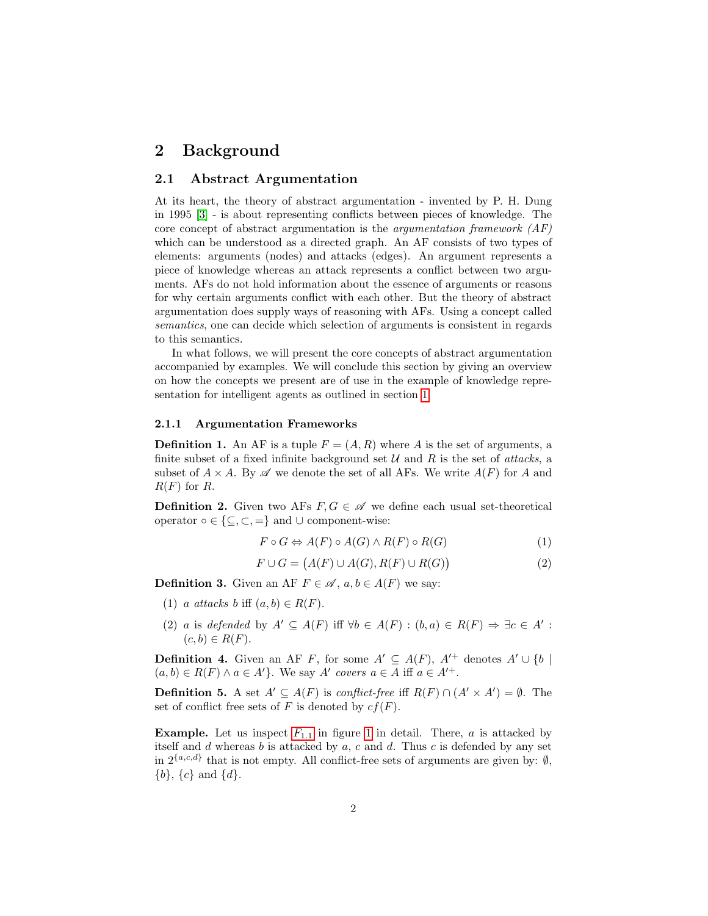## 2 Background

### 2.1 Abstract Argumentation

At its heart, the theory of abstract argumentation - invented by P. H. Dung in 1995 [3] - is about representing conflicts between pieces of knowledge. The core concept of abstract argumentation is the *argumentation framework (AF)* which can be understood as a directed graph. An AF consists of two types of elements: arguments (nodes) and attacks (edges). An argument represents a piece of knowledge whereas an attack represents a conflict between two arguments. AFs do not hold information about the essence of arguments or reasons for why certain arguments conflict with each other. But the theory of abstract argumentation does supply ways of reasoning with AFs. Using a concept called *semantics*, one can decide which selection of arguments is consistent in regards to this semantics.

In what follows, we will present the core concepts of abstract argumentation accompanied by examples. We will conclude this section by giving an overview on how the concepts we present are of use in the example of knowledge representation for intelligent agents as outlined in section 1.

#### 2.1.1 Argumentation Frameworks

**Definition 1.** An AF is a tuple $F = (A, R)$ where $A$ is the set of arguments, a finite subset of a fixed infinite background set $\mathcal{U}$ and $R$ is the set of *attacks*, a subset of $A \times A$. By $\mathscr{A}$ we denote the set of all AFs. We write $A(F)$ for $A$ and $R(F)$ for $R$.

**Definition 2.** Given two AFs $F, G \in \mathscr{A}$ we define each usual set-theoretical operator $\circ \in \{\subseteq, \subset, =\}$ and $\cup$ component-wise:

$$F \circ G \Leftrightarrow A(F) \circ A(G) \land R(F) \circ R(G) \tag{1}$$

$$F \cup G = \big(A(F) \cup A(G), R(F) \cup R(G)\big) \tag{2}$$

**Definition 3.** Given an AF $F \in \mathscr{A}$, $a, b \in A(F)$ we say:

(1) *a attacks b* iff $(a, b) \in R(F)$.

(2) $a$ is *defended* by $A' \subseteq A(F)$ iff $\forall b \in A(F) : (b, a) \in R(F) \Rightarrow \exists c \in A' : (c, b) \in R(F)$.

**Definition 4.** Given an AF $F$, for some $A' \subseteq A(F)$, $A'^{+}$ denotes $A' \cup \{b \mid (a, b) \in R(F) \land a \in A'\}$. We say $A'$ *covers* $a \in A$ iff $a \in A'^{+}$.

**Definition 5.** A set $A' \subseteq A(F)$ is *conflict-free* iff $R(F) \cap (A' \times A') = \emptyset$. The set of conflict free sets of $F$ is denoted by $cf(F)$.

**Example.** Let us inspect $F_{1.1}$ in figure 1 in detail. There, $a$ is attacked by itself and $d$ whereas $b$ is attacked by $a$, $c$ and $d$. Thus $c$ is defended by any set in $2^{\{a,c,d\}}$ that is not empty. All conflict-free sets of arguments are given by: $\emptyset$, $\{b\}$, $\{c\}$ and $\{d\}$.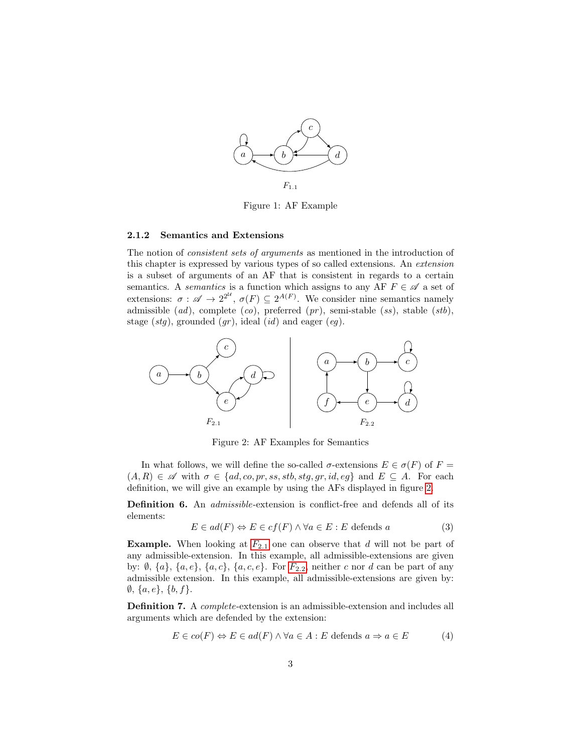$F_{1.1}$

Figure 1: AF Example

### 2.1.2 Semantics and Extensions

The notion of *consistent sets of arguments* as mentioned in the introduction of this chapter is expressed by various types of so called extensions. An *extension* is a subset of arguments of an AF that is consistent in regards to a certain semantics. A *semantics* is a function which assigns to any AF $F \in \mathscr{A}$ a set of extensions: $\sigma : \mathscr{A} \to 2^{2^{\mathcal{U}}}$, $\sigma(F) \subseteq 2^{A(F)}$. We consider nine semantics namely admissible (*ad*), complete (*co*), preferred (*pr*), semi-stable (*ss*), stable (*stb*), stage (*stg*), grounded (*gr*), ideal (*id*) and eager (*eg*).

$F_{2.1}$ $F_{2.2}$

Figure 2: AF Examples for Semantics

In what follows, we will define the so-called $\sigma$-extensions $E \in \sigma(F)$ of $F = (A, R) \in \mathscr{A}$ with $\sigma \in \{ad, co, pr, ss, stb, stg, gr, id, eg\}$ and $E \subseteq A$. For each definition, we will give an example by using the AFs displayed in figure 2.

**Definition 6.** An *admissible*-extension is conflict-free and defends all of its elements:

$$E \in ad(F) \Leftrightarrow E \in cf(F) \wedge \forall a \in E : E \text{ defends } a \tag{3}$$

**Example.** When looking at $F_{2.1}$ one can observe that $d$ will not be part of any admissible-extension. In this example, all admissible-extensions are given by: $\emptyset$, $\{a\}$, $\{a, e\}$, $\{a, c\}$, $\{a, c, e\}$. For $F_{2.2}$, neither $c$ nor $d$ can be part of any admissible extension. In this example, all admissible-extensions are given by: $\emptyset$, $\{a, e\}$, $\{b, f\}$.

**Definition 7.** A *complete*-extension is an admissible-extension and includes all arguments which are defended by the extension:

$$E \in co(F) \Leftrightarrow E \in ad(F) \wedge \forall a \in A : E \text{ defends } a \Rightarrow a \in E \tag{4}$$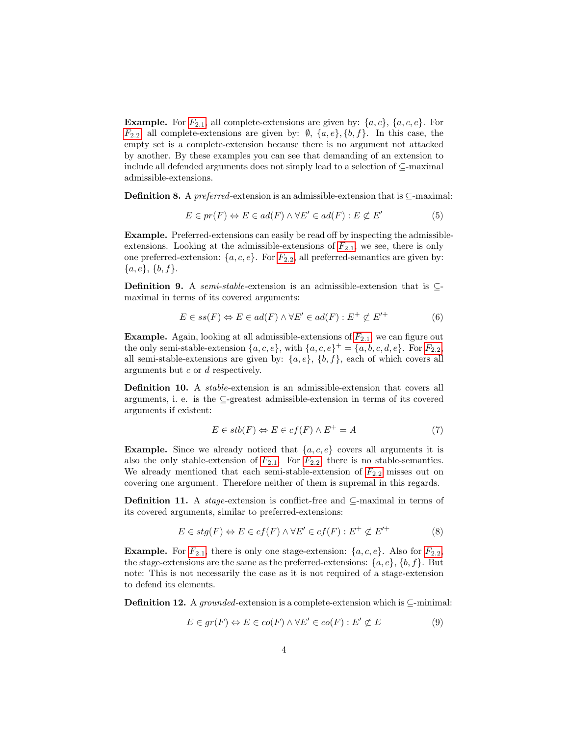**Example.** For $F_{2.1}$ all complete-extensions are given by: $\{a, c\}$, $\{a, c, e\}$. For $F_{2.2}$ all complete-extensions are given by: $\emptyset$, $\{a, e\}, \{b, f\}$. In this case, the empty set is a complete-extension because there is no argument not attacked by another. By these examples you can see that demanding of an extension to include all defended arguments does not simply lead to a selection of $\subseteq$-maximal admissible-extensions.

**Definition 8.** A *preferred*-extension is an admissible-extension that is $\subseteq$-maximal:

$$E \in pr(F) \Leftrightarrow E \in ad(F) \wedge \forall E' \in ad(F) : E \not\subset E' \tag{5}$$

**Example.** Preferred-extensions can easily be read off by inspecting the admissible-extensions. Looking at the admissible-extensions of $F_{2.1}$, we see, there is only one preferred-extension: $\{a, c, e\}$. For $F_{2.2}$ all preferred-semantics are given by: $\{a, e\}$, $\{b, f\}$.

**Definition 9.** A *semi-stable*-extension is an admissible-extension that is $\subseteq$-maximal in terms of its covered arguments:

$$E \in ss(F) \Leftrightarrow E \in ad(F) \wedge \forall E' \in ad(F) : E^+ \not\subset E'^+ \tag{6}$$

**Example.** Again, looking at all admissible-extensions of $F_{2.1}$, we can figure out the only semi-stable-extension $\{a, c, e\}$, with $\{a, c, e\}^+ = \{a, b, c, d, e\}$. For $F_{2.2}$, all semi-stable-extensions are given by: $\{a, e\}$, $\{b, f\}$, each of which covers all arguments but $c$ or $d$ respectively.

**Definition 10.** A *stable*-extension is an admissible-extension that covers all arguments, i. e. is the $\subseteq$-greatest admissible-extension in terms of its covered arguments if existent:

$$E \in stb(F) \Leftrightarrow E \in cf(F) \wedge E^+ = A \tag{7}$$

**Example.** Since we already noticed that $\{a, c, e\}$ covers all arguments it is also the only stable-extension of $F_{2.1}$. For $F_{2.2}$, there is no stable-semantics. We already mentioned that each semi-stable-extension of $F_{2.2}$ misses out on covering one argument. Therefore neither of them is supremal in this regards.

**Definition 11.** A *stage*-extension is conflict-free and $\subseteq$-maximal in terms of its covered arguments, similar to preferred-extensions:

$$E \in stg(F) \Leftrightarrow E \in cf(F) \wedge \forall E' \in cf(F) : E^+ \not\subset E'^+ \tag{8}$$

**Example.** For $F_{2.1}$, there is only one stage-extension: $\{a, c, e\}$. Also for $F_{2.2}$, the stage-extensions are the same as the preferred-extensions: $\{a, e\}$, $\{b, f\}$. But note: This is not necessarily the case as it is not required of a stage-extension to defend its elements.

**Definition 12.** A *grounded*-extension is a complete-extension which is $\subseteq$-minimal:

$$E \in gr(F) \Leftrightarrow E \in co(F) \wedge \forall E' \in co(F) : E' \not\subset E \tag{9}$$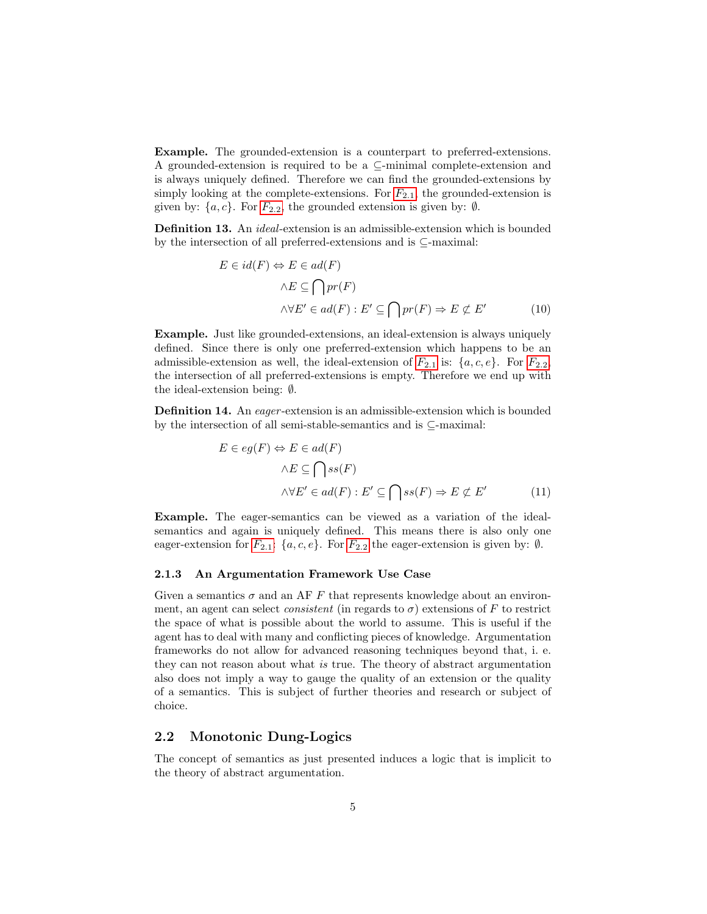**Example.** The grounded-extension is a counterpart to preferred-extensions. A grounded-extension is required to be a $\subseteq$-minimal complete-extension and is always uniquely defined. Therefore we can find the grounded-extensions by simply looking at the complete-extensions. For $F_{2.1}$, the grounded-extension is given by: $\{a, c\}$. For $F_{2.2}$, the grounded extension is given by: $\emptyset$.

**Definition 13.** An *ideal*-extension is an admissible-extension which is bounded by the intersection of all preferred-extensions and is $\subseteq$-maximal:

$$
\begin{aligned}
E \in id(F) \Leftrightarrow\ & E \in ad(F) \\
& \wedge E \subseteq \bigcap pr(F) \\
& \wedge \forall E' \in ad(F) : E' \subseteq \bigcap pr(F) \Rightarrow E \not\subset E'
\end{aligned}
\tag{10}
$$

**Example.** Just like grounded-extensions, an ideal-extension is always uniquely defined. Since there is only one preferred-extension which happens to be an admissible-extension as well, the ideal-extension of $F_{2.1}$ is: $\{a, c, e\}$. For $F_{2.2}$, the intersection of all preferred-extensions is empty. Therefore we end up with the ideal-extension being: $\emptyset$.

**Definition 14.** An *eager*-extension is an admissible-extension which is bounded by the intersection of all semi-stable-semantics and is $\subseteq$-maximal:

$$
\begin{aligned}
E \in eg(F) \Leftrightarrow\ & E \in ad(F) \\
& \wedge E \subseteq \bigcap ss(F) \\
& \wedge \forall E' \in ad(F) : E' \subseteq \bigcap ss(F) \Rightarrow E \not\subset E'
\end{aligned}
\tag{11}
$$

**Example.** The eager-semantics can be viewed as a variation of the ideal-semantics and again is uniquely defined. This means there is also only one eager-extension for $F_{2.1}$: $\{a, c, e\}$. For $F_{2.2}$ the eager-extension is given by: $\emptyset$.

#### 2.1.3 An Argumentation Framework Use Case

Given a semantics $\sigma$ and an AF $F$ that represents knowledge about an environment, an agent can select *consistent* (in regards to $\sigma$) extensions of $F$ to restrict the space of what is possible about the world to assume. This is useful if the agent has to deal with many and conflicting pieces of knowledge. Argumentation frameworks do not allow for advanced reasoning techniques beyond that, i. e. they can not reason about what *is* true. The theory of abstract argumentation also does not imply a way to gauge the quality of an extension or the quality of a semantics. This is subject of further theories and research or subject of choice.

### 2.2 Monotonic Dung-Logics

The concept of semantics as just presented induces a logic that is implicit to the theory of abstract argumentation.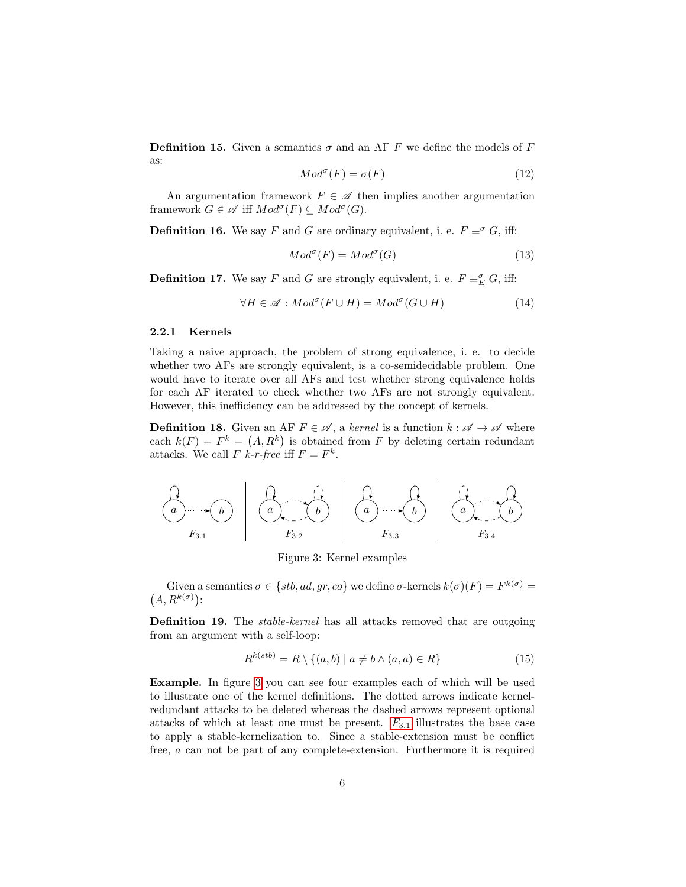**Definition 15.** Given a semantics $\sigma$ and an AF $F$ we define the models of $F$ as:

$$Mod^{\sigma}(F) = \sigma(F) \tag{12}$$

An argumentation framework $F \in \mathscr{A}$ then implies another argumentation framework $G \in \mathscr{A}$ iff $Mod^{\sigma}(F) \subseteq Mod^{\sigma}(G)$.

**Definition 16.** We say $F$ and $G$ are ordinary equivalent, i. e. $F \equiv^{\sigma} G$, iff:

$$Mod^{\sigma}(F) = Mod^{\sigma}(G) \tag{13}$$

**Definition 17.** We say $F$ and $G$ are strongly equivalent, i. e. $F \equiv^{\sigma}_{E} G$, iff:

$$\forall H \in \mathscr{A} : Mod^{\sigma}(F \cup H) = Mod^{\sigma}(G \cup H) \tag{14}$$

### 2.2.1 Kernels

Taking a naive approach, the problem of strong equivalence, i. e. to decide whether two AFs are strongly equivalent, is a co-semidecidable problem. One would have to iterate over all AFs and test whether strong equivalence holds for each AF iterated to check whether two AFs are not strongly equivalent. However, this inefficiency can be addressed by the concept of kernels.

**Definition 18.** Given an AF $F \in \mathscr{A}$, a *kernel* is a function $k : \mathscr{A} \to \mathscr{A}$ where each $k(F) = F^k = (A, R^k)$ is obtained from $F$ by deleting certain redundant attacks. We call $F$ *k-r-free* iff $F = F^k$.

$F_{3.1}$ | $F_{3.2}$ | $F_{3.3}$ | $F_{3.4}$

Figure 3: Kernel examples

Given a semantics $\sigma \in \{stb, ad, gr, co\}$ we define $\sigma$-kernels $k(\sigma)(F) = F^{k(\sigma)} = (A, R^{k(\sigma)})$:

**Definition 19.** The *stable-kernel* has all attacks removed that are outgoing from an argument with a self-loop:

$$R^{k(stb)} = R \setminus \{(a, b) \mid a \neq b \wedge (a, a) \in R\} \tag{15}$$

**Example.** In figure 3 you can see four examples each of which will be used to illustrate one of the kernel definitions. The dotted arrows indicate kernel-redundant attacks to be deleted whereas the dashed arrows represent optional attacks of which at least one must be present. $F_{3.1}$ illustrates the base case to apply a stable-kernelization to. Since a stable-extension must be conflict free, $a$ can not be part of any complete-extension. Furthermore it is required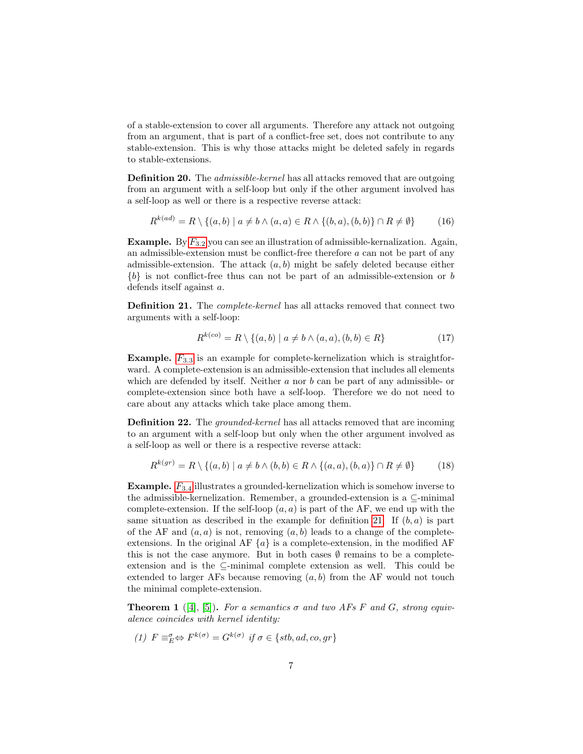of a stable-extension to cover all arguments. Therefore any attack not outgoing from an argument, that is part of a conflict-free set, does not contribute to any stable-extension. This is why those attacks might be deleted safely in regards to stable-extensions.

**Definition 20.** The *admissible-kernel* has all attacks removed that are outgoing from an argument with a self-loop but only if the other argument involved has a self-loop as well or there is a respective reverse attack:

$$R^{k(ad)} = R \setminus \{(a, b) \mid a \neq b \wedge (a, a) \in R \wedge \{(b, a), (b, b)\} \cap R \neq \emptyset\} \qquad (16)$$

**Example.** By $F_{3.2}$ you can see an illustration of admissible-kernalization. Again, an admissible-extension must be conflict-free therefore $a$ can not be part of any admissible-extension. The attack $(a, b)$ might be safely deleted because either $\{b\}$ is not conflict-free thus can not be part of an admissible-extension or $b$ defends itself against $a$.

**Definition 21.** The *complete-kernel* has all attacks removed that connect two arguments with a self-loop:

$$R^{k(co)} = R \setminus \{(a, b) \mid a \neq b \wedge (a, a), (b, b) \in R\} \qquad (17)$$

**Example.** $F_{3.3}$ is an example for complete-kernelization which is straightforward. A complete-extension is an admissible-extension that includes all elements which are defended by itself. Neither $a$ nor $b$ can be part of any admissible- or complete-extension since both have a self-loop. Therefore we do not need to care about any attacks which take place among them.

**Definition 22.** The *grounded-kernel* has all attacks removed that are incoming to an argument with a self-loop but only when the other argument involved as a self-loop as well or there is a respective reverse attack:

$$R^{k(gr)} = R \setminus \{(a, b) \mid a \neq b \wedge (b, b) \in R \wedge \{(a, a), (b, a)\} \cap R \neq \emptyset\} \qquad (18)$$

**Example.** $F_{3.4}$ illustrates a grounded-kernelization which is somehow inverse to the admissible-kernelization. Remember, a grounded-extension is a $\subseteq$-minimal complete-extension. If the self-loop $(a, a)$ is part of the AF, we end up with the same situation as described in the example for definition 21. If $(b, a)$ is part of the AF and $(a, a)$ is not, removing $(a, b)$ leads to a change of the complete-extensions. In the original AF $\{a\}$ is a complete-extension, in the modified AF this is not the case anymore. But in both cases $\emptyset$ remains to be a complete-extension and is the $\subseteq$-minimal complete extension as well. This could be extended to larger AFs because removing $(a, b)$ from the AF would not touch the minimal complete-extension.

**Theorem 1** ([4], [5]). *For a semantics $\sigma$ and two AFs $F$ and $G$, strong equivalence coincides with kernel identity:*

*(1)* $F \equiv^{\sigma}_{E} \Leftrightarrow F^{k(\sigma)} = G^{k(\sigma)}$ *if* $\sigma \in \{stb, ad, co, gr\}$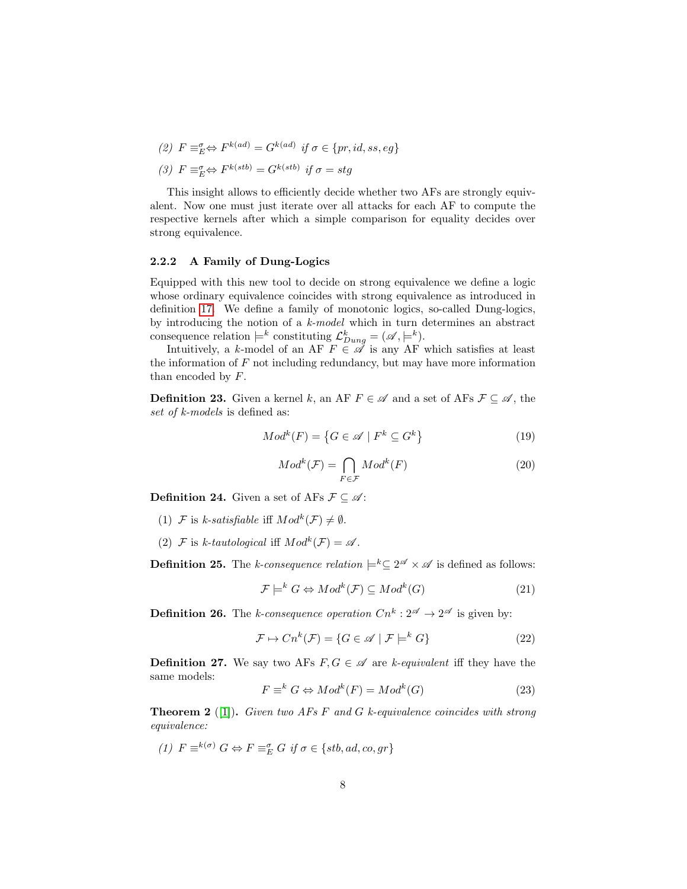(2) $F \equiv_E^\sigma \Leftrightarrow F^{k(ad)} = G^{k(ad)}$ if $\sigma \in \{pr, id, ss, eg\}$

(3) $F \equiv_E^\sigma \Leftrightarrow F^{k(stb)} = G^{k(stb)}$ if $\sigma = stg$

This insight allows to efficiently decide whether two AFs are strongly equivalent. Now one must just iterate over all attacks for each AF to compute the respective kernels after which a simple comparison for equality decides over strong equivalence.

#### 2.2.2 A Family of Dung-Logics

Equipped with this new tool to decide on strong equivalence we define a logic whose ordinary equivalence coincides with strong equivalence as introduced in definition 17. We define a family of monotonic logics, so-called Dung-logics, by introducing the notion of a *k-model* which in turn determines an abstract consequence relation $\models^k$ constituting $\mathcal{L}_{Dung}^k = (\mathscr{A}, \models^k)$.

Intuitively, a $k$-model of an AF $F \in \mathscr{A}$ is any AF which satisfies at least the information of $F$ not including redundancy, but may have more information than encoded by $F$.

**Definition 23.** Given a kernel $k$, an AF $F \in \mathscr{A}$ and a set of AFs $\mathcal{F} \subseteq \mathscr{A}$, the *set of k-models* is defined as:

$$Mod^k(F) = \left\{G \in \mathscr{A} \mid F^k \subseteq G^k\right\} \tag{19}$$

$$Mod^k(\mathcal{F}) = \bigcap_{F \in \mathcal{F}} Mod^k(F) \tag{20}$$

**Definition 24.** Given a set of AFs $\mathcal{F} \subseteq \mathscr{A}$:

(1) $\mathcal{F}$ is *k-satisfiable* iff $Mod^k(\mathcal{F}) \neq \emptyset$.

(2) $\mathcal{F}$ is *k-tautological* iff $Mod^k(\mathcal{F}) = \mathscr{A}$.

**Definition 25.** The *k-consequence relation* $\models^k \subseteq 2^{\mathscr{A}} \times \mathscr{A}$ is defined as follows:

$$\mathcal{F} \models^k G \Leftrightarrow Mod^k(\mathcal{F}) \subseteq Mod^k(G) \tag{21}$$

**Definition 26.** The *k-consequence operation* $Cn^k : 2^{\mathscr{A}} \to 2^{\mathscr{A}}$ is given by:

$$\mathcal{F} \mapsto Cn^k(\mathcal{F}) = \{G \in \mathscr{A} \mid \mathcal{F} \models^k G\} \tag{22}$$

**Definition 27.** We say two AFs $F, G \in \mathscr{A}$ are *k-equivalent* iff they have the same models:

$$F \equiv^k G \Leftrightarrow Mod^k(F) = Mod^k(G) \tag{23}$$

**Theorem 2** ([1]). *Given two AFs $F$ and $G$ k-equivalence coincides with strong equivalence:*

(1) $F \equiv^{k(\sigma)} G \Leftrightarrow F \equiv_E^\sigma G$ if $\sigma \in \{stb, ad, co, gr\}$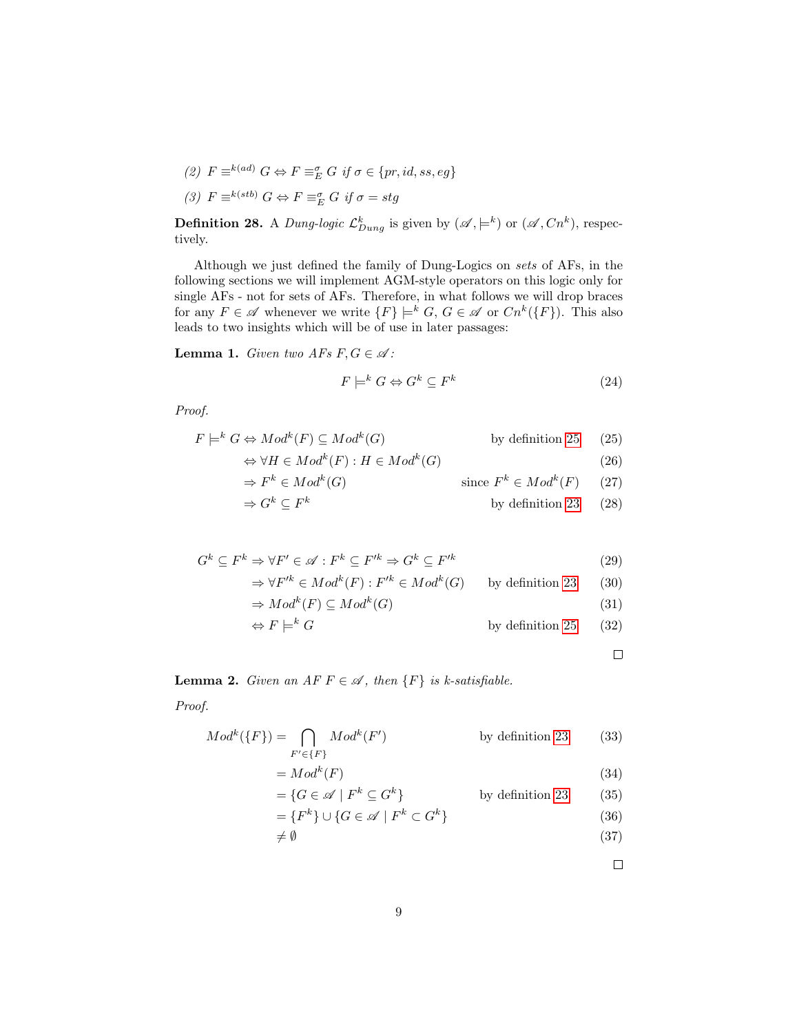*(2)* $F \equiv^{k(ad)} G \Leftrightarrow F \equiv^{\sigma}_{E} G$ *if* $\sigma \in \{pr, id, ss, eg\}$

*(3)* $F \equiv^{k(stb)} G \Leftrightarrow F \equiv^{\sigma}_{E} G$ *if* $\sigma = stg$

**Definition 28.** A *Dung-logic* $\mathcal{L}^{k}_{Dung}$ is given by $(\mathscr{A}, \models^{k})$ or $(\mathscr{A}, Cn^{k})$, respectively.

Although we just defined the family of Dung-Logics on *sets* of AFs, in the following sections we will implement AGM-style operators on this logic only for single AFs - not for sets of AFs. Therefore, in what follows we will drop braces for any $F \in \mathscr{A}$ whenever we write $\{F\} \models^{k} G$, $G \in \mathscr{A}$ or $Cn^{k}(\{F\})$. This also leads to two insights which will be of use in later passages:

**Lemma 1.** *Given two AFs* $F, G \in \mathscr{A}$*:*

$$F \models^{k} G \Leftrightarrow G^{k} \subseteq F^{k} \tag{24}$$

*Proof.*

$$
\begin{aligned}
F \models^{k} G &\Leftrightarrow Mod^{k}(F) \subseteq Mod^{k}(G) && \text{by definition 25} && (25)\\
&\Leftrightarrow \forall H \in Mod^{k}(F) : H \in Mod^{k}(G) && && (26)\\
&\Rightarrow F^{k} \in Mod^{k}(G) && \text{since } F^{k} \in Mod^{k}(F) && (27)\\
&\Rightarrow G^{k} \subseteq F^{k} && \text{by definition 23} && (28)
\end{aligned}
$$

$$
\begin{aligned}
G^{k} \subseteq F^{k} &\Rightarrow \forall F' \in \mathscr{A} : F^{k} \subseteq F'^{k} \Rightarrow G^{k} \subseteq F'^{k} && && (29)\\
&\Rightarrow \forall F'^{k} \in Mod^{k}(F) : F'^{k} \in Mod^{k}(G) && \text{by definition 23} && (30)\\
&\Rightarrow Mod^{k}(F) \subseteq Mod^{k}(G) && && (31)\\
&\Leftrightarrow F \models^{k} G && \text{by definition 25} && (32)
\end{aligned}
$$

□

**Lemma 2.** *Given an AF* $F \in \mathscr{A}$*, then* $\{F\}$ *is k-satisfiable.*

*Proof.*

$$
\begin{aligned}
Mod^{k}(\{F\}) &= \bigcap_{F' \in \{F\}} Mod^{k}(F') && \text{by definition 23} && (33)\\
&= Mod^{k}(F) && && (34)\\
&= \{G \in \mathscr{A} \mid F^{k} \subseteq G^{k}\} && \text{by definition 23} && (35)\\
&= \{F^{k}\} \cup \{G \in \mathscr{A} \mid F^{k} \subset G^{k}\} && && (36)\\
&\neq \emptyset && && (37)
\end{aligned}
$$

□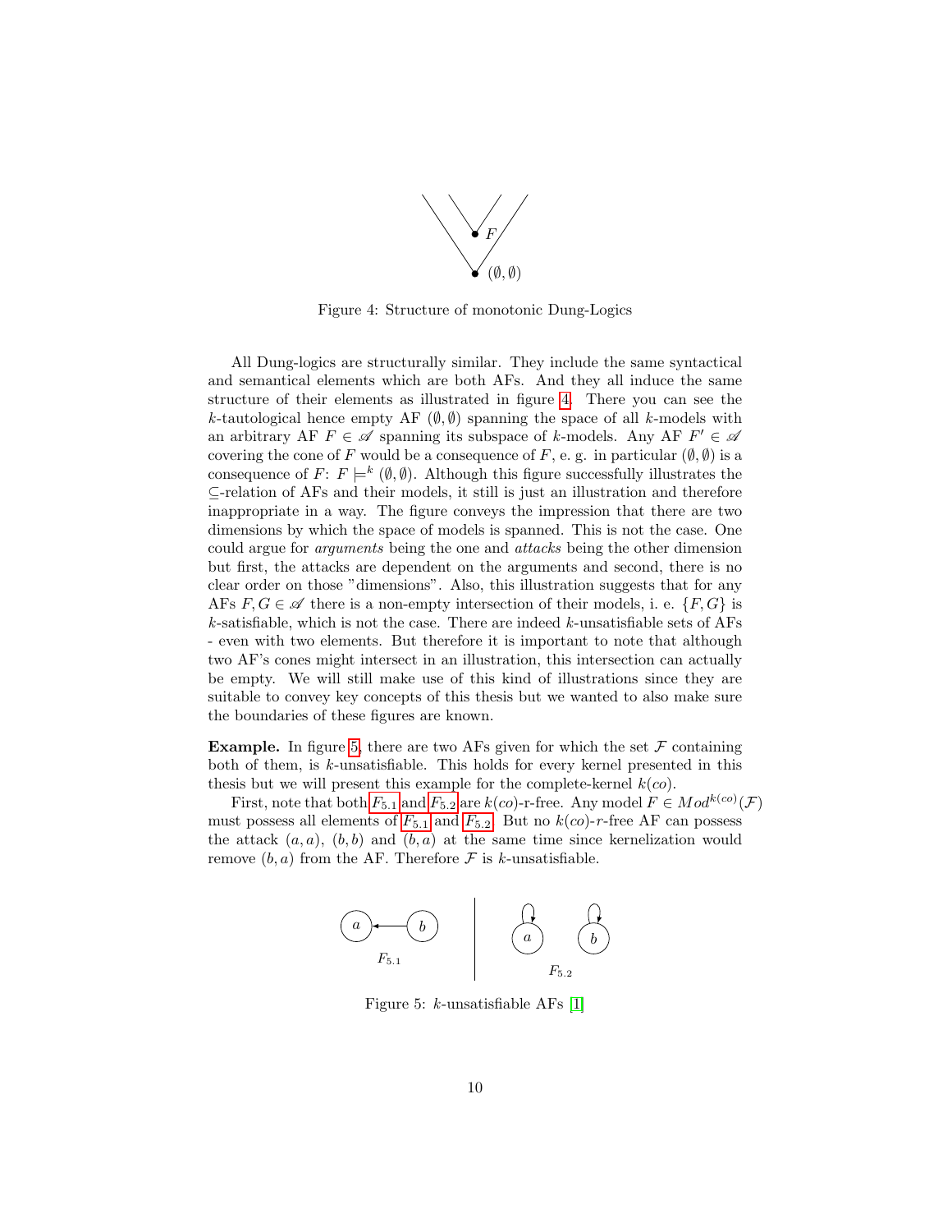Figure 4: Structure of monotonic Dung-Logics

All Dung-logics are structurally similar. They include the same syntactical and semantical elements which are both AFs. And they all induce the same structure of their elements as illustrated in figure 4. There you can see the $k$-tautological hence empty AF $(\emptyset, \emptyset)$ spanning the space of all $k$-models with an arbitrary AF $F \in \mathscr{A}$ spanning its subspace of $k$-models. Any AF $F' \in \mathscr{A}$ covering the cone of $F$ would be a consequence of $F$, e. g. in particular $(\emptyset, \emptyset)$ is a consequence of $F$: $F \models^k (\emptyset, \emptyset)$. Although this figure successfully illustrates the $\subseteq$-relation of AFs and their models, it still is just an illustration and therefore inappropriate in a way. The figure conveys the impression that there are two dimensions by which the space of models is spanned. This is not the case. One could argue for *arguments* being the one and *attacks* being the other dimension but first, the attacks are dependent on the arguments and second, there is no clear order on those "dimensions". Also, this illustration suggests that for any AFs $F, G \in \mathscr{A}$ there is a non-empty intersection of their models, i. e. $\{F, G\}$ is $k$-satisfiable, which is not the case. There are indeed $k$-unsatisfiable sets of AFs - even with two elements. But therefore it is important to note that although two AF's cones might intersect in an illustration, this intersection can actually be empty. We will still make use of this kind of illustrations since they are suitable to convey key concepts of this thesis but we wanted to also make sure the boundaries of these figures are known.

**Example.** In figure 5, there are two AFs given for which the set $\mathcal{F}$ containing both of them, is $k$-unsatisfiable. This holds for every kernel presented in this thesis but we will present this example for the complete-kernel $k(co)$.

First, note that both $F_{5.1}$ and $F_{5.2}$ are $k(co)$-r-free. Any model $F \in Mod^{k(co)}(\mathcal{F})$ must possess all elements of $F_{5.1}$ and $F_{5.2}$. But no $k(co)$-$r$-free AF can possess the attack $(a, a)$, $(b, b)$ and $(b, a)$ at the same time since kernelization would remove $(b, a)$ from the AF. Therefore $\mathcal{F}$ is $k$-unsatisfiable.

Figure 5: $k$-unsatisfiable AFs [1]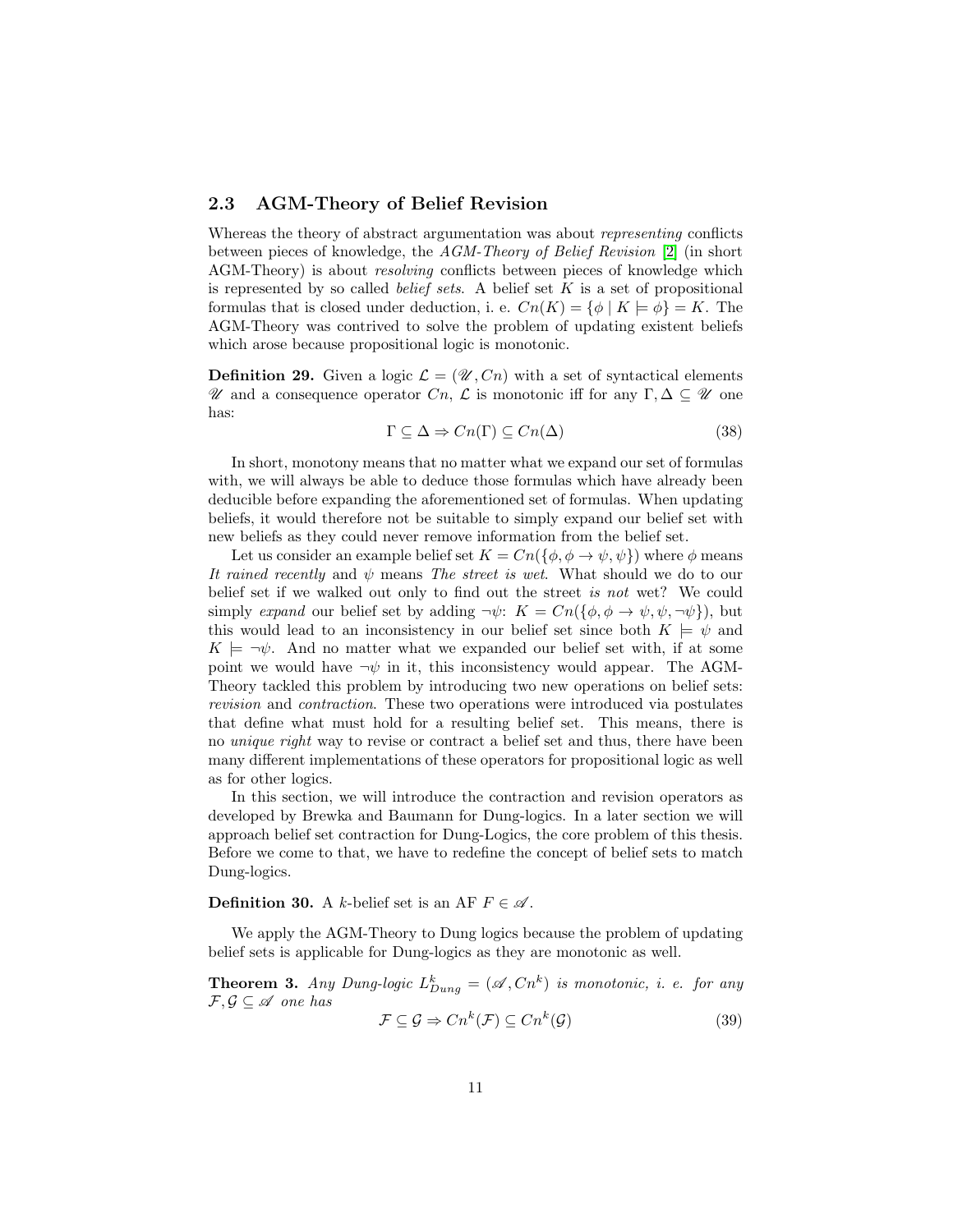### 2.3 AGM-Theory of Belief Revision

Whereas the theory of abstract argumentation was about *representing* conflicts between pieces of knowledge, the *AGM-Theory of Belief Revision* [2] (in short AGM-Theory) is about *resolving* conflicts between pieces of knowledge which is represented by so called *belief sets*. A belief set $K$ is a set of propositional formulas that is closed under deduction, i. e. $Cn(K) = \{\phi \mid K \models \phi\} = K$. The AGM-Theory was contrived to solve the problem of updating existent beliefs which arose because propositional logic is monotonic.

**Definition 29.** Given a logic $\mathcal{L} = (\mathscr{U}, Cn)$ with a set of syntactical elements $\mathscr{U}$ and a consequence operator $Cn$, $\mathcal{L}$ is monotonic iff for any $\Gamma, \Delta \subseteq \mathscr{U}$ one has:

$$\Gamma \subseteq \Delta \Rightarrow Cn(\Gamma) \subseteq Cn(\Delta) \tag{38}$$

In short, monotony means that no matter what we expand our set of formulas with, we will always be able to deduce those formulas which have already been deducible before expanding the aforementioned set of formulas. When updating beliefs, it would therefore not be suitable to simply expand our belief set with new beliefs as they could never remove information from the belief set.

Let us consider an example belief set $K = Cn(\{\phi, \phi \to \psi, \psi\})$ where $\phi$ means *It rained recently* and $\psi$ means *The street is wet*. What should we do to our belief set if we walked out only to find out the street *is not* wet? We could simply *expand* our belief set by adding $\neg\psi$: $K = Cn(\{\phi, \phi \to \psi, \psi, \neg\psi\})$, but this would lead to an inconsistency in our belief set since both $K \models \psi$ and $K \models \neg\psi$. And no matter what we expanded our belief set with, if at some point we would have $\neg\psi$ in it, this inconsistency would appear. The AGM-Theory tackled this problem by introducing two new operations on belief sets: *revision* and *contraction*. These two operations were introduced via postulates that define what must hold for a resulting belief set. This means, there is no *unique right* way to revise or contract a belief set and thus, there have been many different implementations of these operators for propositional logic as well as for other logics.

In this section, we will introduce the contraction and revision operators as developed by Brewka and Baumann for Dung-logics. In a later section we will approach belief set contraction for Dung-Logics, the core problem of this thesis. Before we come to that, we have to redefine the concept of belief sets to match Dung-logics.

**Definition 30.** A $k$-belief set is an AF $F \in \mathscr{A}$.

We apply the AGM-Theory to Dung logics because the problem of updating belief sets is applicable for Dung-logics as they are monotonic as well.

**Theorem 3.** *Any Dung-logic $L^k_{Dung} = (\mathscr{A}, Cn^k)$ is monotonic, i. e. for any $\mathcal{F}, \mathcal{G} \subseteq \mathscr{A}$ one has*

$$\mathcal{F} \subseteq \mathcal{G} \Rightarrow Cn^k(\mathcal{F}) \subseteq Cn^k(\mathcal{G}) \tag{39}$$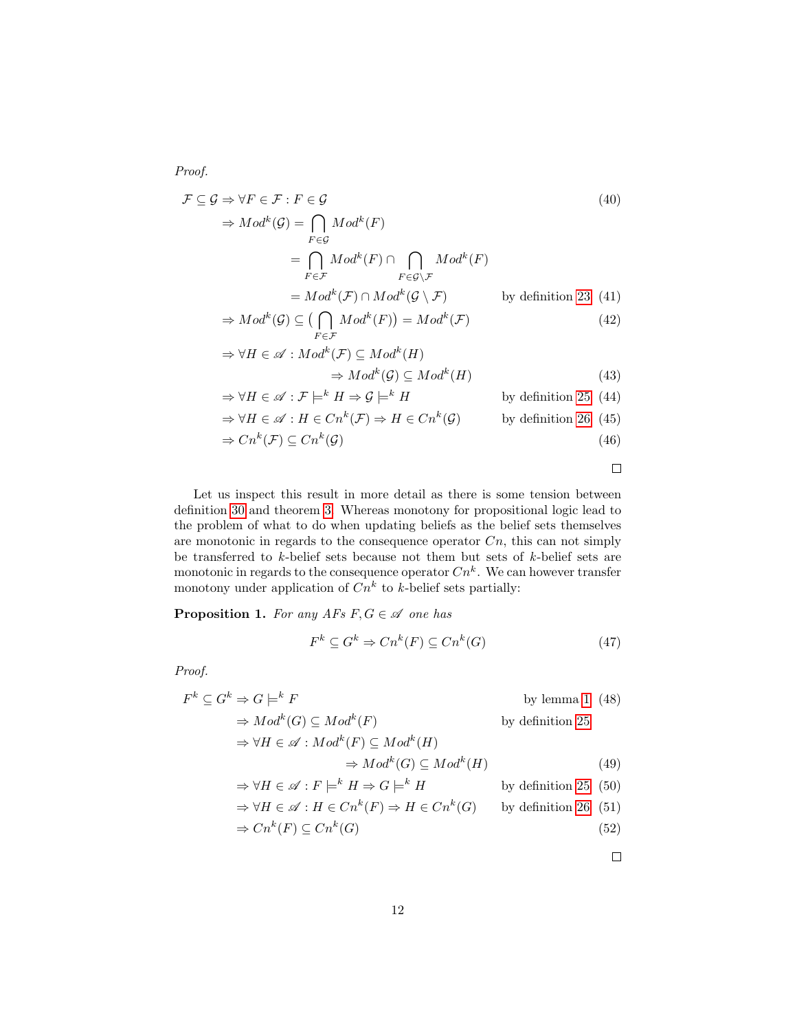*Proof.*

$$
\begin{aligned}
\mathcal{F} \subseteq \mathcal{G} &\Rightarrow \forall F \in \mathcal{F} : F \in \mathcal{G} && (40)\\
&\Rightarrow Mod^k(\mathcal{G}) = \bigcap_{F \in \mathcal{G}} Mod^k(F) \\
&\qquad = \bigcap_{F \in \mathcal{F}} Mod^k(F) \cap \bigcap_{F \in \mathcal{G} \setminus \mathcal{F}} Mod^k(F) \\
&\qquad = Mod^k(\mathcal{F}) \cap Mod^k(\mathcal{G} \setminus \mathcal{F}) && \text{by definition 23} \quad (41)\\
&\Rightarrow Mod^k(\mathcal{G}) \subseteq \big( \bigcap_{F \in \mathcal{F}} Mod^k(F) \big) = Mod^k(\mathcal{F}) && (42)\\
&\Rightarrow \forall H \in \mathscr{A} : Mod^k(\mathcal{F}) \subseteq Mod^k(H) \\
&\qquad \Rightarrow Mod^k(\mathcal{G}) \subseteq Mod^k(H) && (43)\\
&\Rightarrow \forall H \in \mathscr{A} : \mathcal{F} \models^k H \Rightarrow \mathcal{G} \models^k H && \text{by definition 25} \quad (44)\\
&\Rightarrow \forall H \in \mathscr{A} : H \in Cn^k(\mathcal{F}) \Rightarrow H \in Cn^k(\mathcal{G}) && \text{by definition 26} \quad (45)\\
&\Rightarrow Cn^k(\mathcal{F}) \subseteq Cn^k(\mathcal{G}) && (46)
\end{aligned}
$$

□

Let us inspect this result in more detail as there is some tension between definition 30 and theorem 3. Whereas monotony for propositional logic lead to the problem of what to do when updating beliefs as the belief sets themselves are monotonic in regards to the consequence operator $Cn$, this can not simply be transferred to $k$-belief sets because not them but sets of $k$-belief sets are monotonic in regards to the consequence operator $Cn^k$. We can however transfer monotony under application of $Cn^k$ to $k$-belief sets partially:

**Proposition 1.** *For any AFs $F, G \in \mathscr{A}$ one has*

$$
F^k \subseteq G^k \Rightarrow Cn^k(F) \subseteq Cn^k(G) \qquad (47)
$$

*Proof.*

$$
\begin{aligned}
F^k \subseteq G^k &\Rightarrow G \models^k F && \text{by lemma 1} \quad (48)\\
&\Rightarrow Mod^k(G) \subseteq Mod^k(F) && \text{by definition 25}\\
&\Rightarrow \forall H \in \mathscr{A} : Mod^k(F) \subseteq Mod^k(H) \\
&\qquad \Rightarrow Mod^k(G) \subseteq Mod^k(H) && (49)\\
&\Rightarrow \forall H \in \mathscr{A} : F \models^k H \Rightarrow G \models^k H && \text{by definition 25} \quad (50)\\
&\Rightarrow \forall H \in \mathscr{A} : H \in Cn^k(F) \Rightarrow H \in Cn^k(G) && \text{by definition 26} \quad (51)\\
&\Rightarrow Cn^k(F) \subseteq Cn^k(G) && (52)
\end{aligned}
$$

□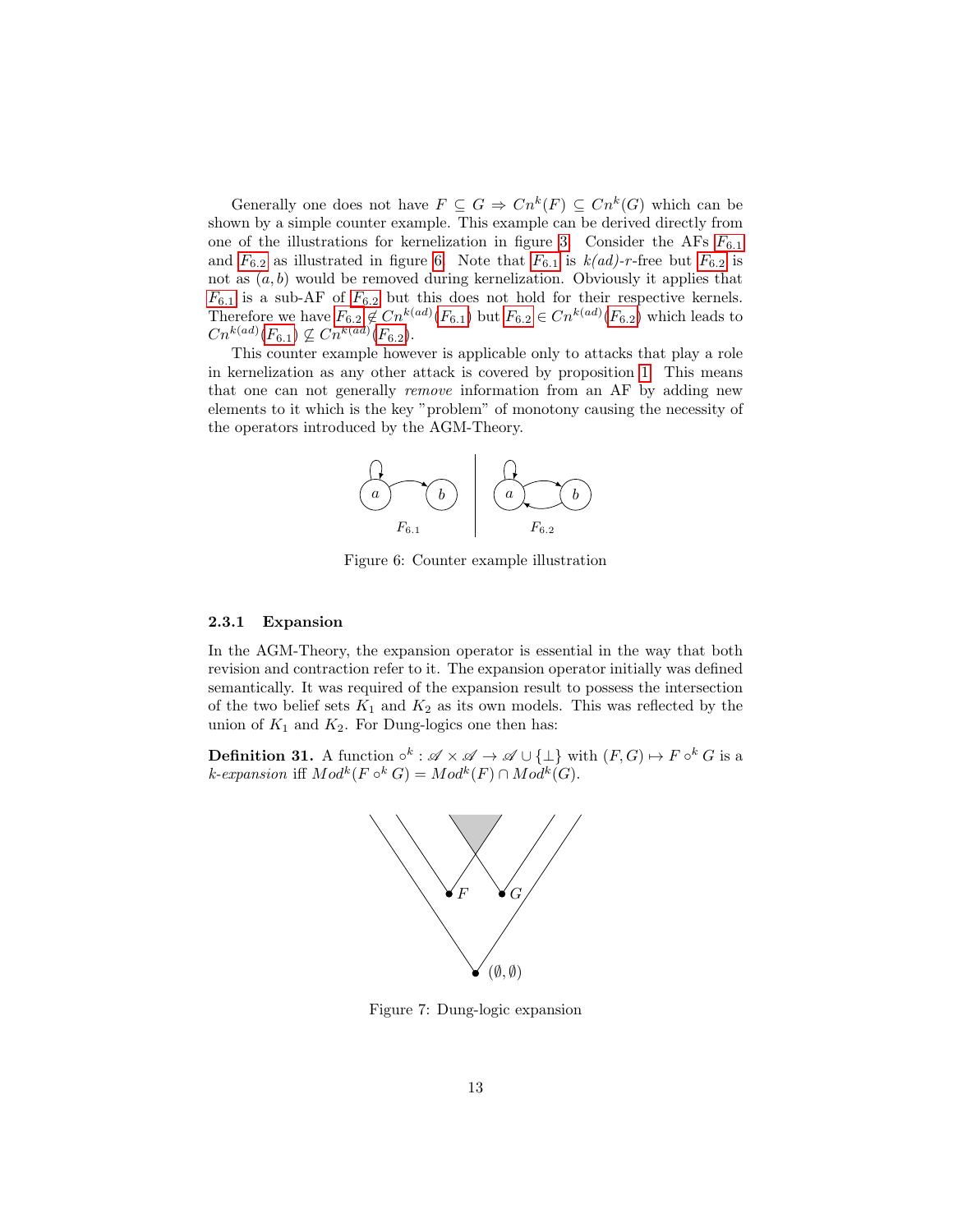Generally one does not have $F \subseteq G \Rightarrow Cn^k(F) \subseteq Cn^k(G)$ which can be shown by a simple counter example. This example can be derived directly from one of the illustrations for kernelization in figure 3. Consider the AFs $F_{6.1}$ and $F_{6.2}$ as illustrated in figure 6. Note that $F_{6.1}$ is *k(ad)-r*-free but $F_{6.2}$ is not as $(a, b)$ would be removed during kernelization. Obviously it applies that $F_{6.1}$ is a sub-AF of $F_{6.2}$ but this does not hold for their respective kernels. Therefore we have $F_{6.2} \notin Cn^{k(ad)}(F_{6.1})$ but $F_{6.2} \in Cn^{k(ad)}(F_{6.2})$ which leads to $Cn^{k(ad)}(F_{6.1}) \not\subseteq Cn^{k(ad)}(F_{6.2})$.

This counter example however is applicable only to attacks that play a role in kernelization as any other attack is covered by proposition 1. This means that one can not generally *remove* information from an AF by adding new elements to it which is the key "problem" of monotony causing the necessity of the operators introduced by the AGM-Theory.

Figure 6: Counter example illustration

### 2.3.1 Expansion

In the AGM-Theory, the expansion operator is essential in the way that both revision and contraction refer to it. The expansion operator initially was defined semantically. It was required of the expansion result to possess the intersection of the two belief sets $K_1$ and $K_2$ as its own models. This was reflected by the union of $K_1$ and $K_2$. For Dung-logics one then has:

**Definition 31.** A function $\circ^k : \mathscr{A} \times \mathscr{A} \to \mathscr{A} \cup \{\bot\}$ with $(F, G) \mapsto F \circ^k G$ is a *k-expansion* iff $Mod^k(F \circ^k G) = Mod^k(F) \cap Mod^k(G)$.

Figure 7: Dung-logic expansion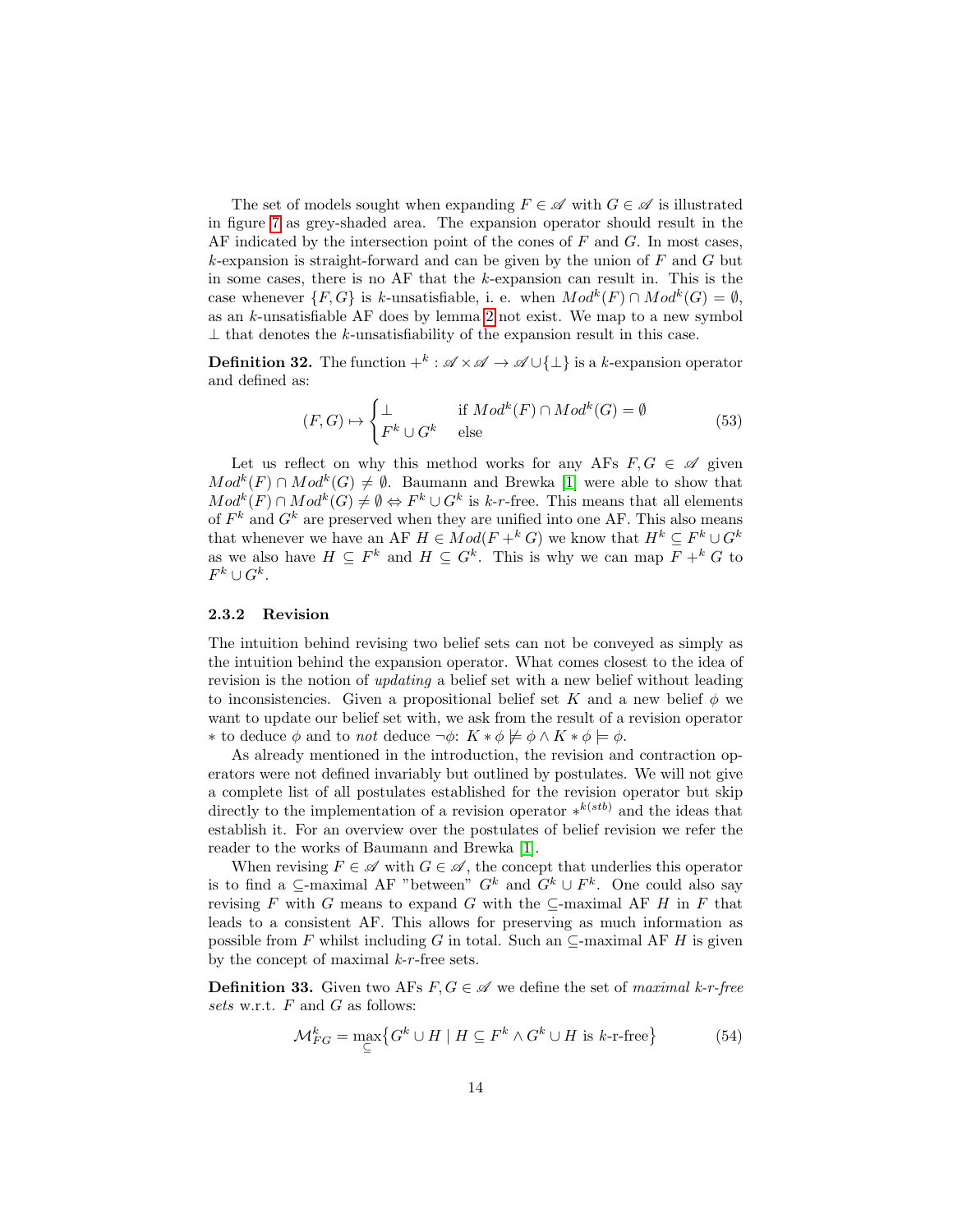The set of models sought when expanding $F \in \mathscr{A}$ with $G \in \mathscr{A}$ is illustrated in figure 7 as grey-shaded area. The expansion operator should result in the AF indicated by the intersection point of the cones of $F$ and $G$. In most cases, $k$-expansion is straight-forward and can be given by the union of $F$ and $G$ but in some cases, there is no AF that the $k$-expansion can result in. This is the case whenever $\{F, G\}$ is $k$-unsatisfiable, i. e. when $Mod^k(F) \cap Mod^k(G) = \emptyset$, as an $k$-unsatisfiable AF does by lemma 2 not exist. We map to a new symbol $\perp$ that denotes the $k$-unsatisfiability of the expansion result in this case.

**Definition 32.** The function $+^k : \mathscr{A} \times \mathscr{A} \to \mathscr{A} \cup \{\perp\}$ is a $k$-expansion operator and defined as:

$$(F, G) \mapsto \begin{cases} \perp & \text{if } Mod^k(F) \cap Mod^k(G) = \emptyset \\ F^k \cup G^k & \text{else} \end{cases} \tag{53}$$

Let us reflect on why this method works for any AFs $F, G \in \mathscr{A}$ given $Mod^k(F) \cap Mod^k(G) \neq \emptyset$. Baumann and Brewka [1] were able to show that $Mod^k(F) \cap Mod^k(G) \neq \emptyset \Leftrightarrow F^k \cup G^k$ is $k$-$r$-free. This means that all elements of $F^k$ and $G^k$ are preserved when they are unified into one AF. This also means that whenever we have an AF $H \in Mod(F +^k G)$ we know that $H^k \subseteq F^k \cup G^k$ as we also have $H \subseteq F^k$ and $H \subseteq G^k$. This is why we can map $F +^k G$ to $F^k \cup G^k$.

### 2.3.2 Revision

The intuition behind revising two belief sets can not be conveyed as simply as the intuition behind the expansion operator. What comes closest to the idea of revision is the notion of *updating* a belief set with a new belief without leading to inconsistencies. Given a propositional belief set $K$ and a new belief $\phi$ we want to update our belief set with, we ask from the result of a revision operator $*$ to deduce $\phi$ and to *not* deduce $\neg\phi$: $K * \phi \not\models \phi \wedge K * \phi \models \phi$.

As already mentioned in the introduction, the revision and contraction operators were not defined invariably but outlined by postulates. We will not give a complete list of all postulates established for the revision operator but skip directly to the implementation of a revision operator $*^{k(stb)}$ and the ideas that establish it. For an overview over the postulates of belief revision we refer the reader to the works of Baumann and Brewka [1].

When revising $F \in \mathscr{A}$ with $G \in \mathscr{A}$, the concept that underlies this operator is to find a $\subseteq$-maximal AF "between" $G^k$ and $G^k \cup F^k$. One could also say revising $F$ with $G$ means to expand $G$ with the $\subseteq$-maximal AF $H$ in $F$ that leads to a consistent AF. This allows for preserving as much information as possible from $F$ whilst including $G$ in total. Such an $\subseteq$-maximal AF $H$ is given by the concept of maximal $k$-$r$-free sets.

**Definition 33.** Given two AFs $F, G \in \mathscr{A}$ we define the set of *maximal $k$-r-free sets* w.r.t. $F$ and $G$ as follows:

$$\mathcal{M}^k_{FG} = \max_{\subseteq}\big\{G^k \cup H \mid H \subseteq F^k \wedge G^k \cup H \text{ is } k\text{-r-free}\big\} \tag{54}$$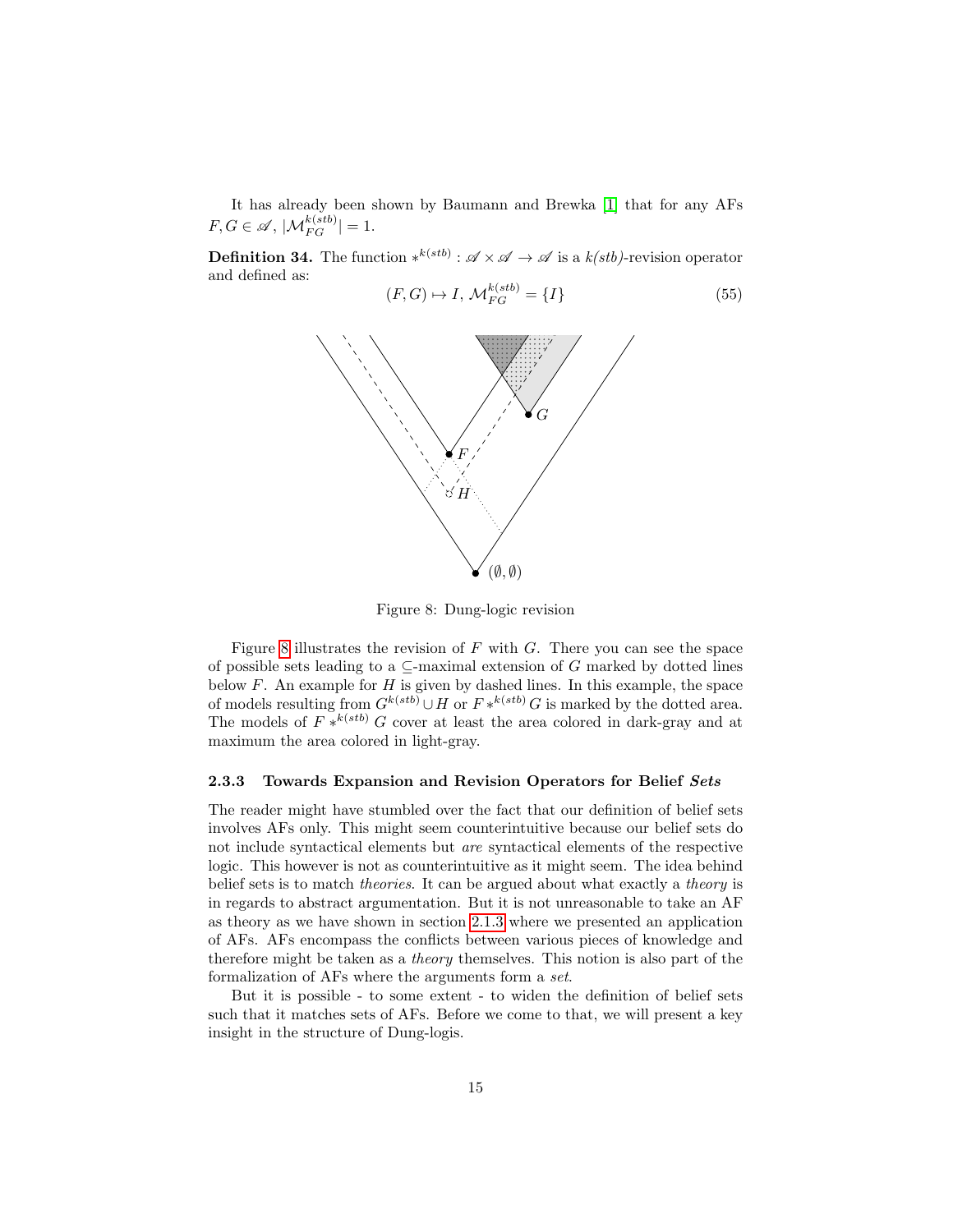It has already been shown by Baumann and Brewka [1] that for any AFs $F, G \in \mathscr{A}$, $|\mathcal{M}_{FG}^{k(stb)}| = 1$.

**Definition 34.** The function $*^{k(stb)} : \mathscr{A} \times \mathscr{A} \to \mathscr{A}$ is a *k(stb)*-revision operator and defined as:

$$(F, G) \mapsto I, \mathcal{M}_{FG}^{k(stb)} = \{I\} \tag{55}$$

Figure 8: Dung-logic revision

Figure 8 illustrates the revision of $F$ with $G$. There you can see the space of possible sets leading to a $\subseteq$-maximal extension of $G$ marked by dotted lines below $F$. An example for $H$ is given by dashed lines. In this example, the space of models resulting from $G^{k(stb)} \cup H$ or $F *^{k(stb)} G$ is marked by the dotted area. The models of $F *^{k(stb)} G$ cover at least the area colored in dark-gray and at maximum the area colored in light-gray.

### 2.3.3 Towards Expansion and Revision Operators for Belief *Sets*

The reader might have stumbled over the fact that our definition of belief sets involves AFs only. This might seem counterintuitive because our belief sets do not include syntactical elements but *are* syntactical elements of the respective logic. This however is not as counterintuitive as it might seem. The idea behind belief sets is to match *theories*. It can be argued about what exactly a *theory* is in regards to abstract argumentation. But it is not unreasonable to take an AF as theory as we have shown in section 2.1.3 where we presented an application of AFs. AFs encompass the conflicts between various pieces of knowledge and therefore might be taken as a *theory* themselves. This notion is also part of the formalization of AFs where the arguments form a *set*.

But it is possible - to some extent - to widen the definition of belief sets such that it matches sets of AFs. Before we come to that, we will present a key insight in the structure of Dung-logis.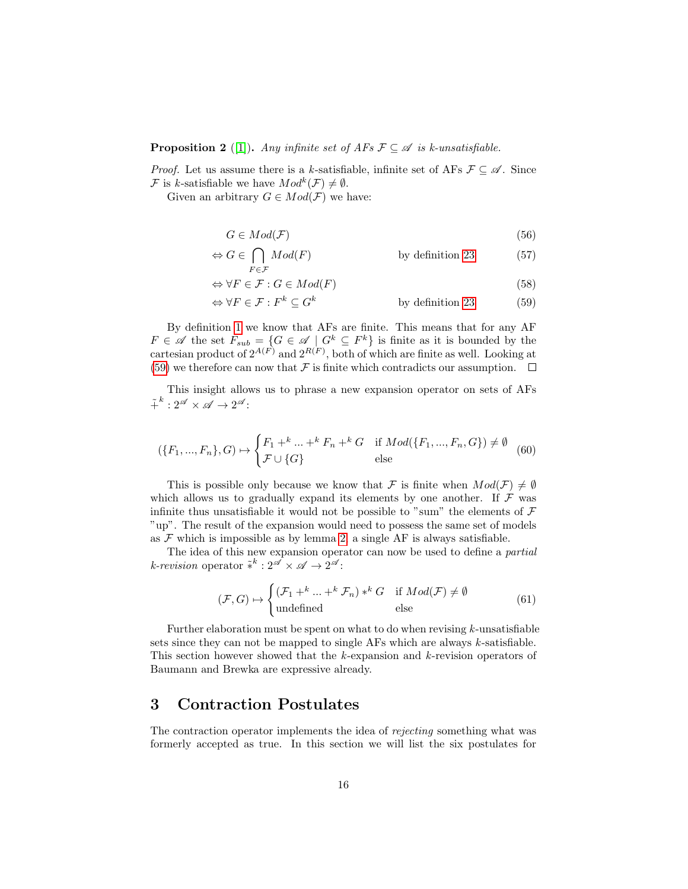**Proposition 2** ([1]). *Any infinite set of AFs $\mathcal{F} \subseteq \mathscr{A}$ is k-unsatisfiable.*

*Proof.* Let us assume there is a $k$-satisfiable, infinite set of AFs $\mathcal{F} \subseteq \mathscr{A}$. Since $\mathcal{F}$ is $k$-satisfiable we have $Mod^k(\mathcal{F}) \neq \emptyset$.

Given an arbitrary $G \in Mod(\mathcal{F})$ we have:

$$
\begin{aligned}
& G \in Mod(\mathcal{F}) && (56)\\
\Leftrightarrow\ & G \in \bigcap_{F \in \mathcal{F}} Mod(F) \qquad \text{by definition 23} && (57)\\
\Leftrightarrow\ & \forall F \in \mathcal{F} : G \in Mod(F) && (58)\\
\Leftrightarrow\ & \forall F \in \mathcal{F} : F^k \subseteq G^k \qquad \text{by definition 23} && (59)
\end{aligned}
$$

By definition 1 we know that AFs are finite. This means that for any AF $F \in \mathscr{A}$ the set $F_{sub} = \{G \in \mathscr{A} \mid G^k \subseteq F^k\}$ is finite as it is bounded by the cartesian product of $2^{A(F)}$ and $2^{R(F)}$, both of which are finite as well. Looking at (59) we therefore can now that $\mathcal{F}$ is finite which contradicts our assumption. $\square$

This insight allows us to phrase a new expansion operator on sets of AFs $\tilde{+}^k : 2^{\mathscr{A}} \times \mathscr{A} \to 2^{\mathscr{A}}$:

$$
(\{F_1, ..., F_n\}, G) \mapsto \begin{cases} F_1 +^k ... +^k F_n +^k G & \text{if } Mod(\{F_1, ..., F_n, G\}) \neq \emptyset \\ \mathcal{F} \cup \{G\} & \text{else} \end{cases} \quad (60)
$$

This is possible only because we know that $\mathcal{F}$ is finite when $Mod(\mathcal{F}) \neq \emptyset$ which allows us to gradually expand its elements by one another. If $\mathcal{F}$ was infinite thus unsatisfiable it would not be possible to "sum" the elements of $\mathcal{F}$ "up". The result of the expansion would need to possess the same set of models as $\mathcal{F}$ which is impossible as by lemma 2 a single AF is always satisfiable.

The idea of this new expansion operator can now be used to define a *partial k-revision* operator $\tilde{*}^k : 2^{\mathscr{A}} \times \mathscr{A} \to 2^{\mathscr{A}}$:

$$
(\mathcal{F}, G) \mapsto \begin{cases} (\mathcal{F}_1 +^k ... +^k \mathcal{F}_n) *^k G & \text{if } Mod(\mathcal{F}) \neq \emptyset \\ \text{undefined} & \text{else} \end{cases} \quad (61)
$$

Further elaboration must be spent on what to do when revising $k$-unsatisfiable sets since they can not be mapped to single AFs which are always $k$-satisfiable. This section however showed that the $k$-expansion and $k$-revision operators of Baumann and Brewka are expressive already.

## 3 Contraction Postulates

The contraction operator implements the idea of *rejecting* something what was formerly accepted as true. In this section we will list the six postulates for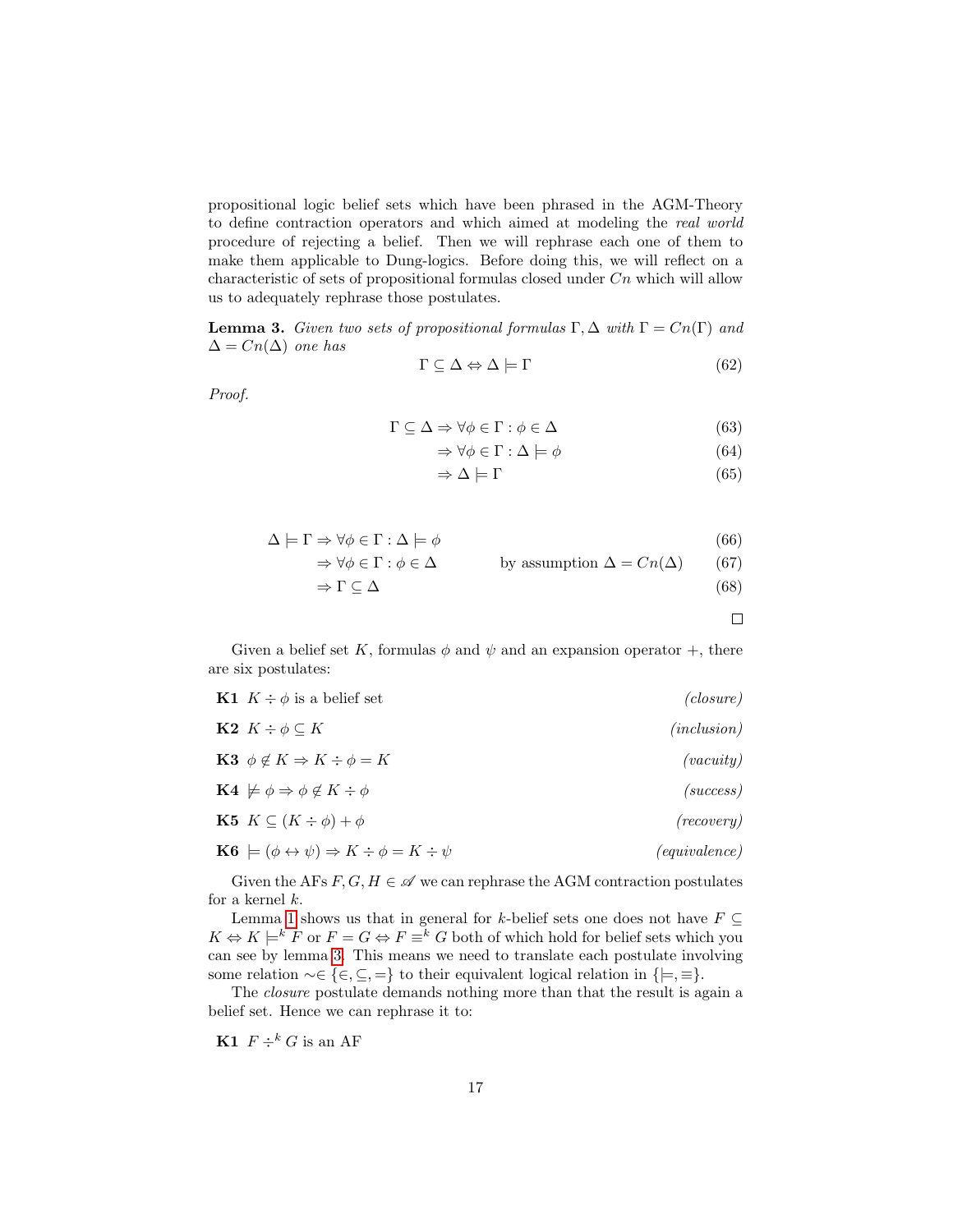propositional logic belief sets which have been phrased in the AGM-Theory to define contraction operators and which aimed at modeling the *real world* procedure of rejecting a belief. Then we will rephrase each one of them to make them applicable to Dung-logics. Before doing this, we will reflect on a characteristic of sets of propositional formulas closed under $Cn$ which will allow us to adequately rephrase those postulates.

**Lemma 3.** *Given two sets of propositional formulas $\Gamma, \Delta$ with $\Gamma = Cn(\Gamma)$ and $\Delta = Cn(\Delta)$ one has*

$$\Gamma \subseteq \Delta \Leftrightarrow \Delta \models \Gamma \tag{62}$$

*Proof.*

$$\begin{aligned}
\Gamma \subseteq \Delta &\Rightarrow \forall \phi \in \Gamma : \phi \in \Delta && (63)\\
&\Rightarrow \forall \phi \in \Gamma : \Delta \models \phi && (64)\\
&\Rightarrow \Delta \models \Gamma && (65)
\end{aligned}$$

$$\begin{aligned}
\Delta \models \Gamma &\Rightarrow \forall \phi \in \Gamma : \Delta \models \phi && (66)\\
&\Rightarrow \forall \phi \in \Gamma : \phi \in \Delta \qquad \text{by assumption } \Delta = Cn(\Delta) && (67)\\
&\Rightarrow \Gamma \subseteq \Delta && (68)
\end{aligned}$$

□

Given a belief set $K$, formulas $\phi$ and $\psi$ and an expansion operator $+$, there are six postulates:

**K1** $K \div \phi$ is a belief set *(closure)*

**K2** $K \div \phi \subseteq K$ *(inclusion)*

**K3** $\phi \notin K \Rightarrow K \div \phi = K$ *(vacuity)*

**K4** $\not\models \phi \Rightarrow \phi \notin K \div \phi$ *(success)*

**K5** $K \subseteq (K \div \phi) + \phi$ *(recovery)*

**K6** $\models (\phi \leftrightarrow \psi) \Rightarrow K \div \phi = K \div \psi$ *(equivalence)*

Given the AFs $F, G, H \in \mathscr{A}$ we can rephrase the AGM contraction postulates for a kernel $k$.

Lemma 1 shows us that in general for $k$-belief sets one does not have $F \subseteq K \Leftrightarrow K \models^k F$ or $F = G \Leftrightarrow F \equiv^k G$ both of which hold for belief sets which you can see by lemma 3. This means we need to translate each postulate involving some relation $\sim \in \{\in, \subseteq, =\}$ to their equivalent logical relation in $\{\models, \equiv\}$.

The *closure* postulate demands nothing more than that the result is again a belief set. Hence we can rephrase it to:

**K1** $F \div^k G$ is an AF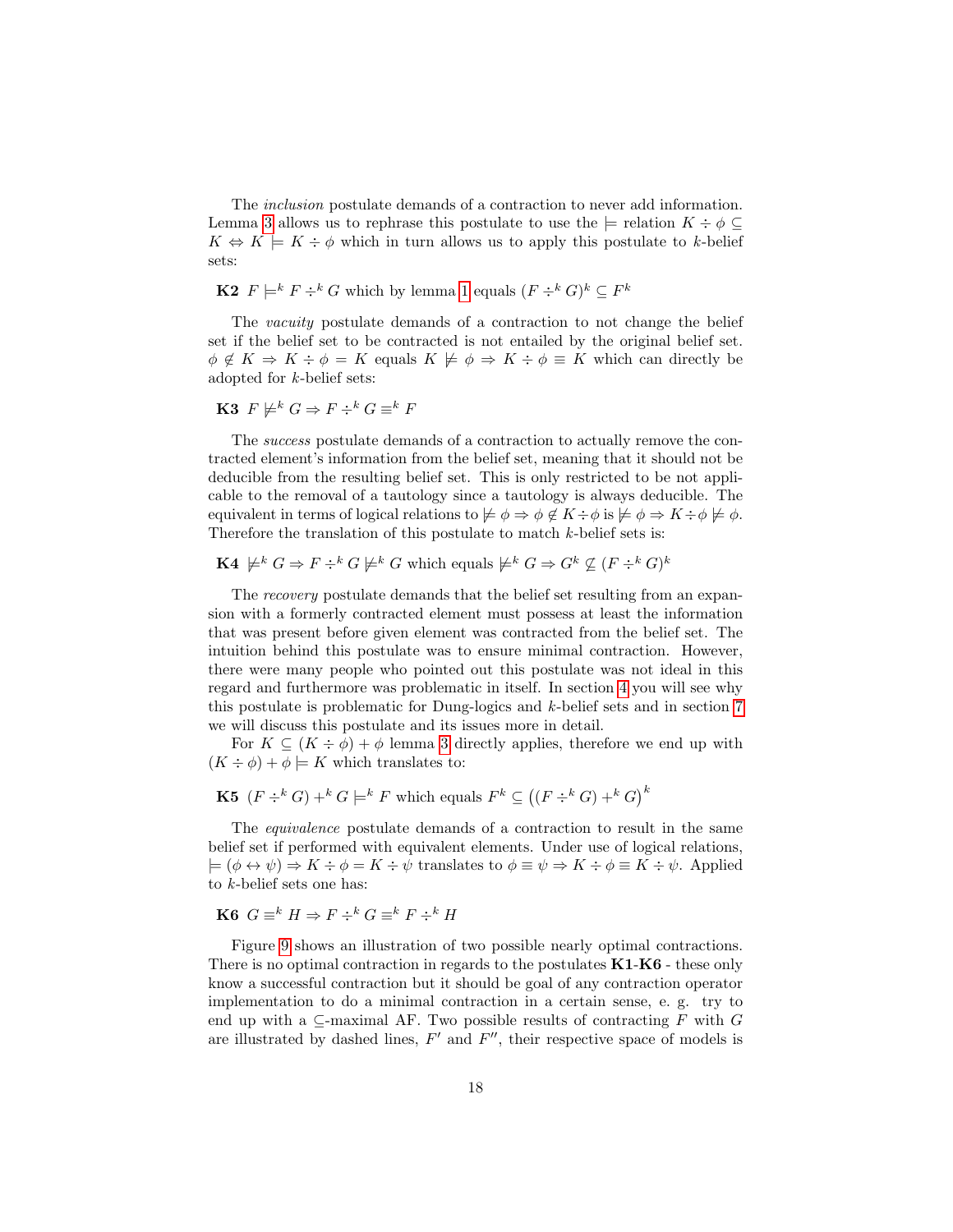The *inclusion* postulate demands of a contraction to never add information. Lemma 3 allows us to rephrase this postulate to use the $\models$ relation $K \div \phi \subseteq K \Leftrightarrow K \models K \div \phi$ which in turn allows us to apply this postulate to $k$-belief sets:

**K2** $F \models^k F \div^k G$ which by lemma 1 equals $(F \div^k G)^k \subseteq F^k$

The *vacuity* postulate demands of a contraction to not change the belief set if the belief set to be contracted is not entailed by the original belief set. $\phi \notin K \Rightarrow K \div \phi = K$ equals $K \not\models \phi \Rightarrow K \div \phi \equiv K$ which can directly be adopted for $k$-belief sets:

**K3** $F \not\models^k G \Rightarrow F \div^k G \equiv^k F$

The *success* postulate demands of a contraction to actually remove the contracted element's information from the belief set, meaning that it should not be deducible from the resulting belief set. This is only restricted to be not applicable to the removal of a tautology since a tautology is always deducible. The equivalent in terms of logical relations to $\not\models \phi \Rightarrow \phi \notin K \div \phi$ is $\not\models \phi \Rightarrow K \div \phi \not\models \phi$. Therefore the translation of this postulate to match $k$-belief sets is:

**K4** $\not\models^k G \Rightarrow F \div^k G \not\models^k G$ which equals $\not\models^k G \Rightarrow G^k \not\subseteq (F \div^k G)^k$

The *recovery* postulate demands that the belief set resulting from an expansion with a formerly contracted element must possess at least the information that was present before given element was contracted from the belief set. The intuition behind this postulate was to ensure minimal contraction. However, there were many people who pointed out this postulate was not ideal in this regard and furthermore was problematic in itself. In section 4 you will see why this postulate is problematic for Dung-logics and $k$-belief sets and in section 7 we will discuss this postulate and its issues more in detail.

For $K \subseteq (K \div \phi) + \phi$ lemma 3 directly applies, therefore we end up with $(K \div \phi) + \phi \models K$ which translates to:

**K5** $(F \div^k G) +^k G \models^k F$ which equals $F^k \subseteq \left((F \div^k G) +^k G\right)^k$

The *equivalence* postulate demands of a contraction to result in the same belief set if performed with equivalent elements. Under use of logical relations, $\models (\phi \leftrightarrow \psi) \Rightarrow K \div \phi = K \div \psi$ translates to $\phi \equiv \psi \Rightarrow K \div \phi \equiv K \div \psi$. Applied to $k$-belief sets one has:

**K6** $G \equiv^k H \Rightarrow F \div^k G \equiv^k F \div^k H$

Figure 9 shows an illustration of two possible nearly optimal contractions. There is no optimal contraction in regards to the postulates **K1**-**K6** - these only know a successful contraction but it should be goal of any contraction operator implementation to do a minimal contraction in a certain sense, e. g. try to end up with a $\subseteq$-maximal AF. Two possible results of contracting $F$ with $G$ are illustrated by dashed lines, $F'$ and $F''$, their respective space of models is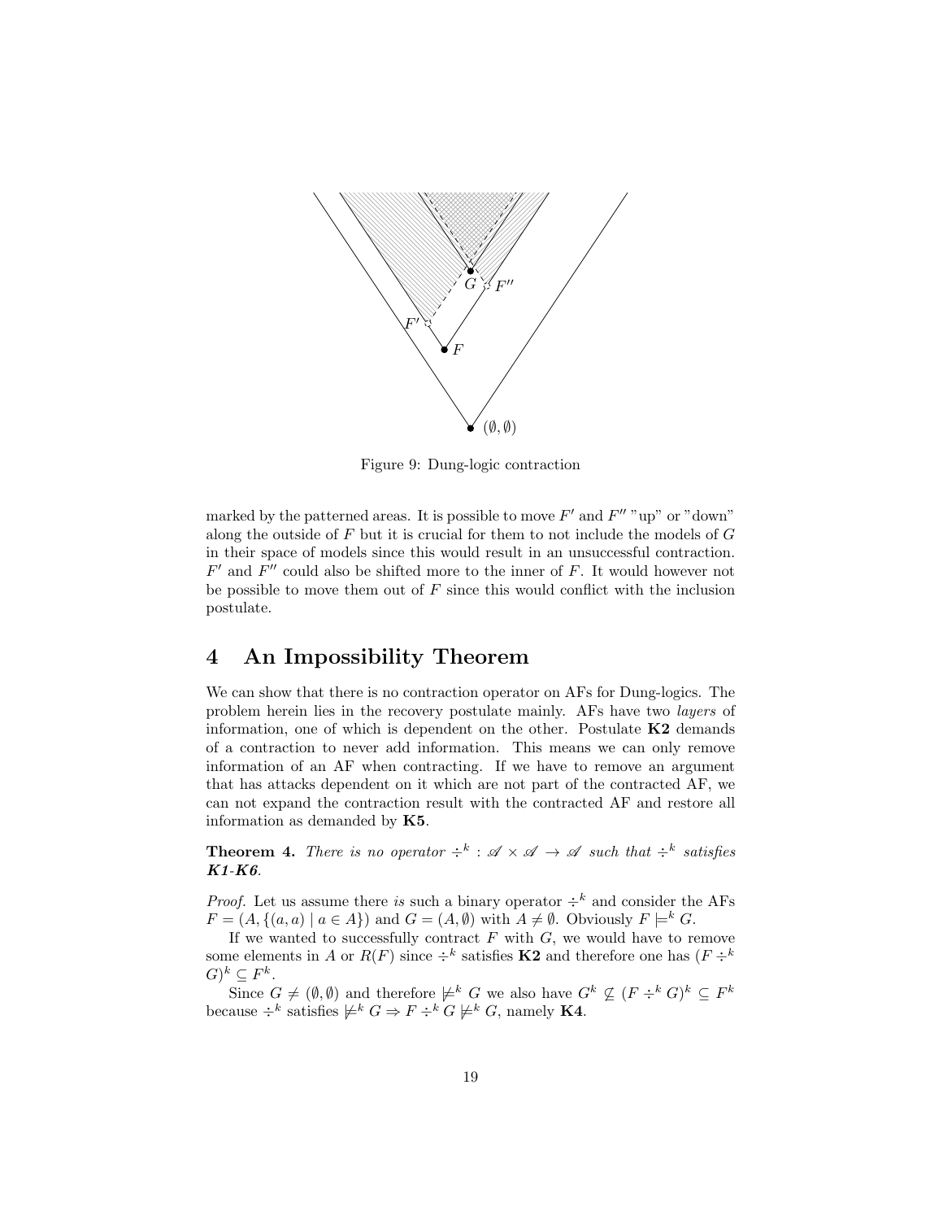Figure 9: Dung-logic contraction

marked by the patterned areas. It is possible to move $F'$ and $F''$ "up" or "down" along the outside of $F$ but it is crucial for them to not include the models of $G$ in their space of models since this would result in an unsuccessful contraction. $F'$ and $F''$ could also be shifted more to the inner of $F$. It would however not be possible to move them out of $F$ since this would conflict with the inclusion postulate.

# 4 An Impossibility Theorem

We can show that there is no contraction operator on AFs for Dung-logics. The problem herein lies in the recovery postulate mainly. AFs have two *layers* of information, one of which is dependent on the other. Postulate **K2** demands of a contraction to never add information. This means we can only remove information of an AF when contracting. If we have to remove an argument that has attacks dependent on it which are not part of the contracted AF, we can not expand the contraction result with the contracted AF and restore all information as demanded by **K5**.

**Theorem 4.** *There is no operator $\div^k : \mathscr{A} \times \mathscr{A} \to \mathscr{A}$ such that $\div^k$ satisfies **K1-K6**.*

*Proof.* Let us assume there *is* such a binary operator $\div^k$ and consider the AFs $F = (A, \{(a, a) \mid a \in A\})$ and $G = (A, \emptyset)$ with $A \neq \emptyset$. Obviously $F \models^k G$.

If we wanted to successfully contract $F$ with $G$, we would have to remove some elements in $A$ or $R(F)$ since $\div^k$ satisfies **K2** and therefore one has $(F \div^k G)^k \subseteq F^k$.

Since $G \neq (\emptyset, \emptyset)$ and therefore $\not\models^k G$ we also have $G^k \not\subseteq (F \div^k G)^k \subseteq F^k$ because $\div^k$ satisfies $\not\models^k G \Rightarrow F \div^k G \not\models^k G$, namely **K4**.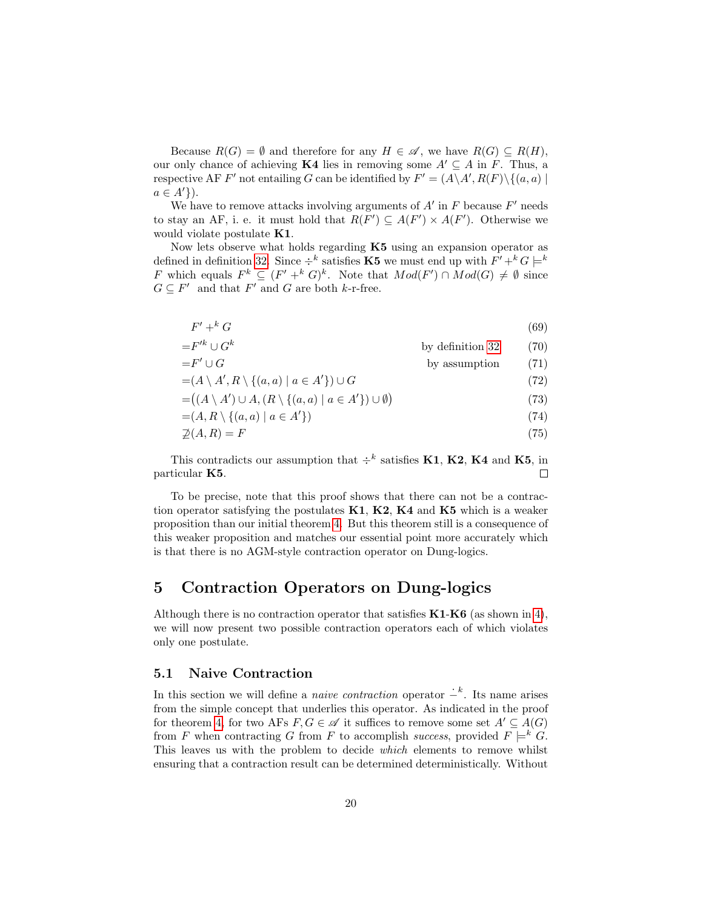Because $R(G) = \emptyset$ and therefore for any $H \in \mathscr{A}$, we have $R(G) \subseteq R(H)$, our only chance of achieving **K4** lies in removing some $A' \subseteq A$ in $F$. Thus, a respective AF $F'$ not entailing $G$ can be identified by $F' = (A \setminus A', R(F) \setminus \{(a,a) \mid a \in A'\})$.

We have to remove attacks involving arguments of $A'$ in $F$ because $F'$ needs to stay an AF, i. e. it must hold that $R(F') \subseteq A(F') \times A(F')$. Otherwise we would violate postulate **K1**.

Now lets observe what holds regarding **K5** using an expansion operator as defined in definition 32. Since $\div^k$ satisfies **K5** we must end up with $F' +^k G \models^k F$ which equals $F^k \subseteq (F' +^k G)^k$. Note that $Mod(F') \cap Mod(G) \neq \emptyset$ since $G \subseteq F'$ and that $F'$ and $G$ are both $k$-r-free.

$$
\begin{aligned}
& F' +^k G && && (69)\\
=& F'^k \cup G^k && \text{by definition 32} && (70)\\
=& F' \cup G && \text{by assumption} && (71)\\
=& (A \setminus A', R \setminus \{(a,a) \mid a \in A'\}) \cup G && && (72)\\
=& \big((A \setminus A') \cup A, (R \setminus \{(a,a) \mid a \in A'\}) \cup \emptyset\big) && && (73)\\
=& (A, R \setminus \{(a,a) \mid a \in A'\}) && && (74)\\
\not\supseteq& (A, R) = F && && (75)
\end{aligned}
$$

This contradicts our assumption that $\div^k$ satisfies **K1**, **K2**, **K4** and **K5**, in particular **K5**. □

To be precise, note that this proof shows that there can not be a contraction operator satisfying the postulates **K1**, **K2**, **K4** and **K5** which is a weaker proposition than our initial theorem 4. But this theorem still is a consequence of this weaker proposition and matches our essential point more accurately which is that there is no AGM-style contraction operator on Dung-logics.

## 5 Contraction Operators on Dung-logics

Although there is no contraction operator that satisfies **K1**-**K6** (as shown in 4), we will now present two possible contraction operators each of which violates only one postulate.

### 5.1 Naive Contraction

In this section we will define a *naive contraction* operator $\dot{-}^k$. Its name arises from the simple concept that underlies this operator. As indicated in the proof for theorem 4, for two AFs $F, G \in \mathscr{A}$ it suffices to remove some set $A' \subseteq A(G)$ from $F$ when contracting $G$ from $F$ to accomplish *success*, provided $F \models^k G$. This leaves us with the problem to decide *which* elements to remove whilst ensuring that a contraction result can be determined deterministically. Without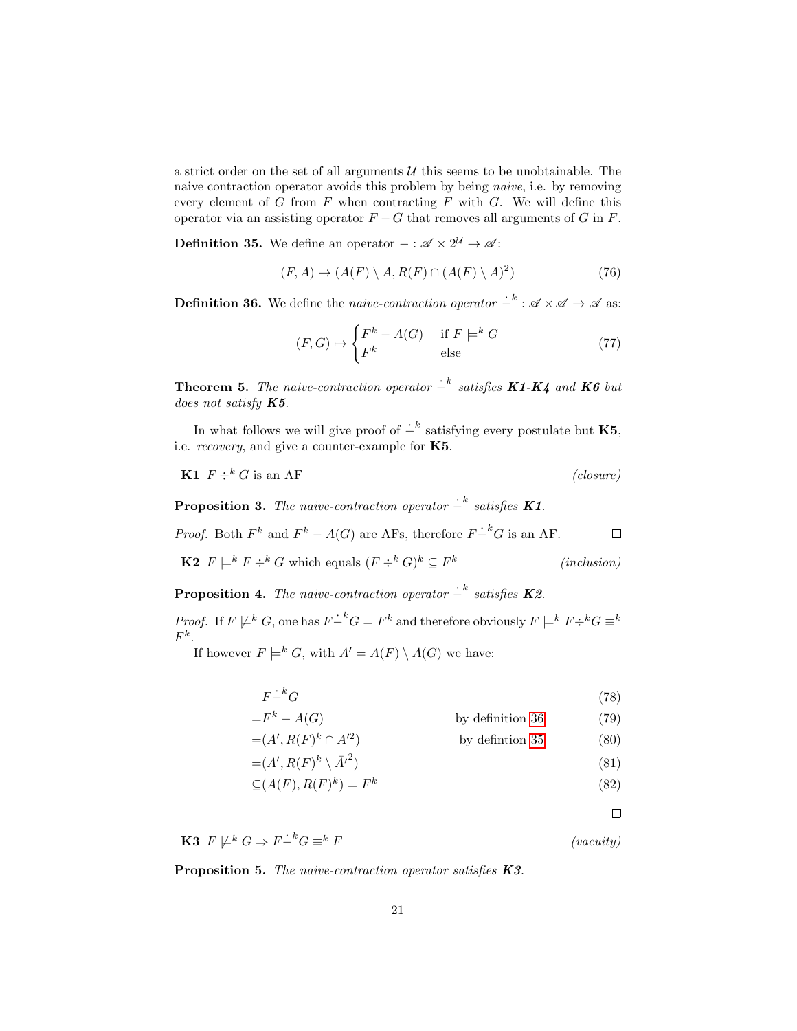a strict order on the set of all arguments $\mathcal{U}$ this seems to be unobtainable. The naive contraction operator avoids this problem by being *naive*, i.e. by removing every element of $G$ from $F$ when contracting $F$ with $G$. We will define this operator via an assisting operator $F - G$ that removes all arguments of $G$ in $F$.

**Definition 35.** We define an operator $- : \mathscr{A} \times 2^{\mathcal{U}} \to \mathscr{A}$:

$$(F, A) \mapsto (A(F) \setminus A, R(F) \cap (A(F) \setminus A)^2) \tag{76}$$

**Definition 36.** We define the *naive-contraction operator* $\dot{-}^k : \mathscr{A} \times \mathscr{A} \to \mathscr{A}$ as:

$$(F, G) \mapsto \begin{cases} F^k - A(G) & \text{if } F \models^k G \\ F^k & \text{else} \end{cases} \tag{77}$$

**Theorem 5.** *The naive-contraction operator $\dot{-}^k$ satisfies **K1**-**K4** and **K6** but does not satisfy **K5**.*

In what follows we will give proof of $\dot{-}^k$ satisfying every postulate but **K5**, i.e. *recovery*, and give a counter-example for **K5**.

**K1** $F \div^k G$ is an AF *(closure)*

**Proposition 3.** *The naive-contraction operator $\dot{-}^k$ satisfies **K1**.*

*Proof.* Both $F^k$ and $F^k - A(G)$ are AFs, therefore $F \dot{-}^k G$ is an AF. □

**K2** $F \models^k F \div^k G$ which equals $(F \div^k G)^k \subseteq F^k$ *(inclusion)*

**Proposition 4.** *The naive-contraction operator $\dot{-}^k$ satisfies **K2**.*

*Proof.* If $F \not\models^k G$, one has $F \dot{-}^k G = F^k$ and therefore obviously $F \models^k F \div^k G \equiv^k F^k$.

If however $F \models^k G$, with $A' = A(F) \setminus A(G)$ we have:

$$F \dot{-}^k G \tag{78}$$
$$= F^k - A(G) \quad \text{by definition 36} \tag{79}$$
$$= (A', R(F)^k \cap A'^2) \quad \text{by defintion 35} \tag{80}$$
$$= (A', R(F)^k \setminus \bar{A}'^2) \tag{81}$$
$$\subseteq (A(F), R(F)^k) = F^k \tag{82}$$

□

**K3** $F \not\models^k G \Rightarrow F \dot{-}^k G \equiv^k F$ *(vacuity)*

**Proposition 5.** *The naive-contraction operator satisfies **K3**.*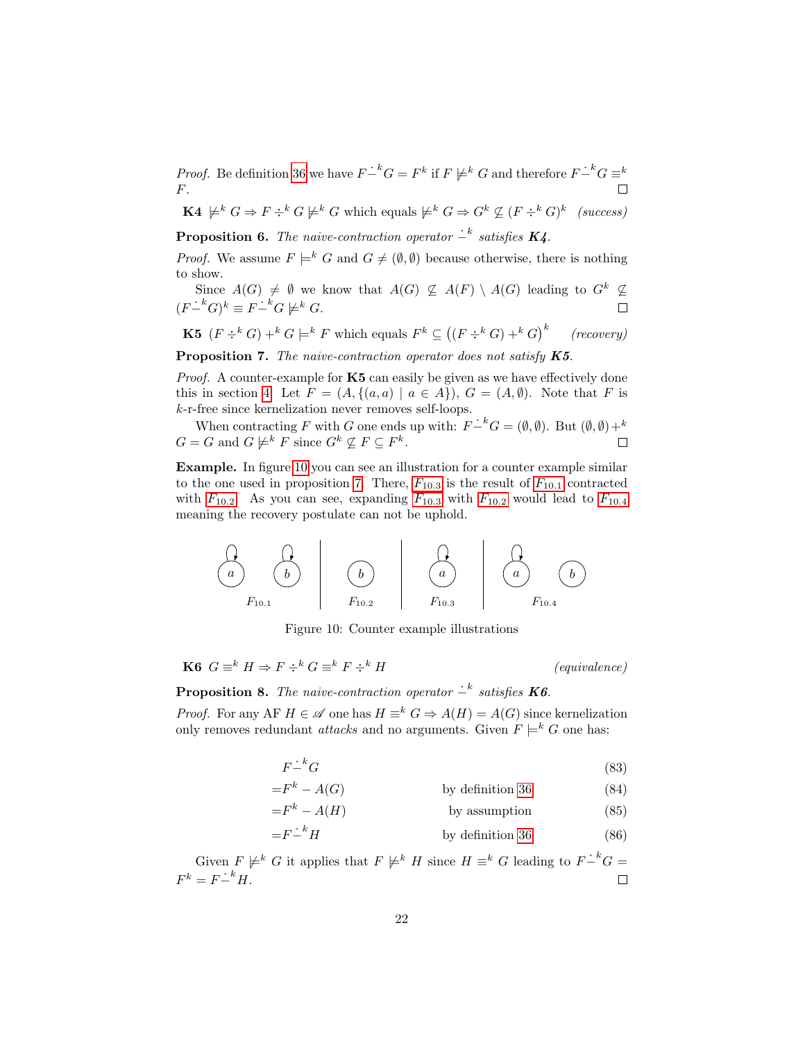*Proof.* Be definition 36 we have $F \dot{-}^k G = F^k$ if $F \not\models^k G$ and therefore $F \dot{-}^k G \equiv^k F$. □

**K4** $\not\models^k G \Rightarrow F \div^k G \not\models^k G$ which equals $\not\models^k G \Rightarrow G^k \not\subseteq (F \div^k G)^k$ *(success)*

**Proposition 6.** *The naive-contraction operator $\dot{-}^k$ satisfies **K4**.*

*Proof.* We assume $F \models^k G$ and $G \neq (\emptyset, \emptyset)$ because otherwise, there is nothing to show.

Since $A(G) \neq \emptyset$ we know that $A(G) \not\subseteq A(F) \setminus A(G)$ leading to $G^k \not\subseteq (F \dot{-}^k G)^k \equiv F \dot{-}^k G \not\models^k G$. □

**K5** $(F \div^k G) +^k G \models^k F$ which equals $F^k \subseteq \big((F \div^k G) +^k G\big)^k$ *(recovery)*

**Proposition 7.** *The naive-contraction operator does not satisfy **K5**.*

*Proof.* A counter-example for **K5** can easily be given as we have effectively done this in section 4. Let $F = (A, \{(a, a) \mid a \in A\})$, $G = (A, \emptyset)$. Note that $F$ is $k$-r-free since kernelization never removes self-loops.

When contracting $F$ with $G$ one ends up with: $F \dot{-}^k G = (\emptyset, \emptyset)$. But $(\emptyset, \emptyset) +^k G = G$ and $G \not\models^k F$ since $G^k \not\subseteq F \subseteq F^k$. □

**Example.** In figure 10 you can see an illustration for a counter example similar to the one used in proposition 7. There, $F_{10.3}$ is the result of $F_{10.1}$ contracted with $F_{10.2}$. As you can see, expanding $F_{10.3}$ with $F_{10.2}$ would lead to $F_{10.4}$ meaning the recovery postulate can not be uphold.

Figure 10: Counter example illustrations

**K6** $G \equiv^k H \Rightarrow F \div^k G \equiv^k F \div^k H$ *(equivalence)*

**Proposition 8.** *The naive-contraction operator $\dot{-}^k$ satisfies **K6**.*

*Proof.* For any AF $H \in \mathscr{A}$ one has $H \equiv^k G \Rightarrow A(H) = A(G)$ since kernelization only removes redundant *attacks* and no arguments. Given $F \models^k G$ one has:

$$
\begin{aligned}
& F \dot{-}^k G && && (83)\\
=& F^k - A(G) && \text{by definition 36} && (84)\\
=& F^k - A(H) && \text{by assumption} && (85)\\
=& F \dot{-}^k H && \text{by definition 36} && (86)
\end{aligned}
$$

Given $F \not\models^k G$ it applies that $F \not\models^k H$ since $H \equiv^k G$ leading to $F \dot{-}^k G = F^k = F \dot{-}^k H$. □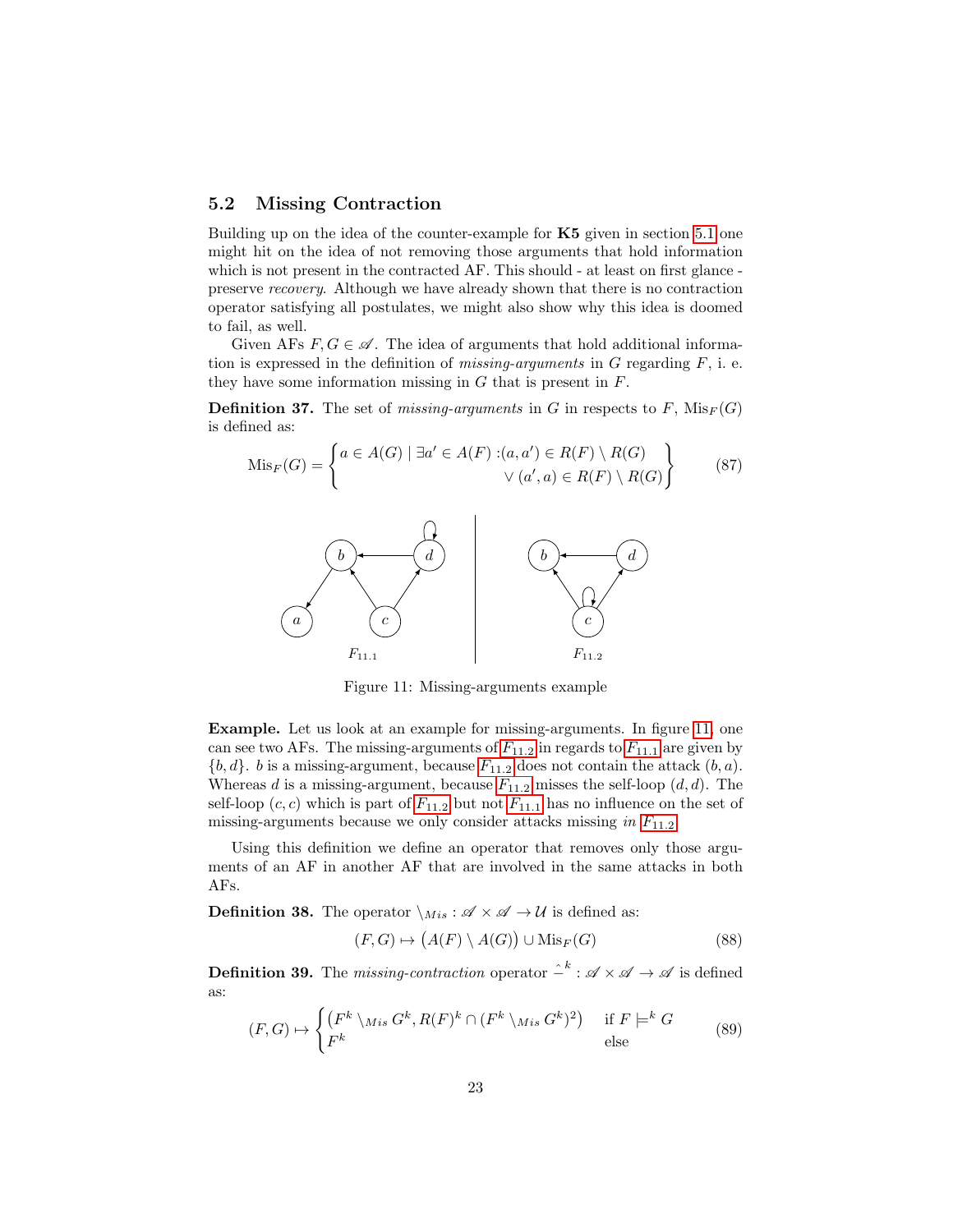## 5.2 Missing Contraction

Building up on the idea of the counter-example for **K5** given in section 5.1 one might hit on the idea of not removing those arguments that hold information which is not present in the contracted AF. This should - at least on first glance - preserve *recovery*. Although we have already shown that there is no contraction operator satisfying all postulates, we might also show why this idea is doomed to fail, as well.

Given AFs $F, G \in \mathscr{A}$. The idea of arguments that hold additional information is expressed in the definition of *missing-arguments* in $G$ regarding $F$, i. e. they have some information missing in $G$ that is present in $F$.

**Definition 37.** The set of *missing-arguments* in $G$ in respects to $F$, $\text{Mis}_F(G)$ is defined as:

$$\text{Mis}_F(G) = \left\{ \begin{matrix} a \in A(G) \mid \exists a' \in A(F) : (a, a') \in R(F) \setminus R(G) \\ \hfill \vee (a', a) \in R(F) \setminus R(G) \end{matrix} \right\} \tag{87}$$

Figure 11: Missing-arguments example

**Example.** Let us look at an example for missing-arguments. In figure 11, one can see two AFs. The missing-arguments of $F_{11.2}$ in regards to $F_{11.1}$ are given by $\{b, d\}$. $b$ is a missing-argument, because $F_{11.2}$ does not contain the attack $(b, a)$. Whereas $d$ is a missing-argument, because $F_{11.2}$ misses the self-loop $(d, d)$. The self-loop $(c, c)$ which is part of $F_{11.2}$ but not $F_{11.1}$ has no influence on the set of missing-arguments because we only consider attacks missing *in* $F_{11.2}$.

Using this definition we define an operator that removes only those arguments of an AF in another AF that are involved in the same attacks in both AFs.

**Definition 38.** The operator $\setminus_{Mis} : \mathscr{A} \times \mathscr{A} \to \mathcal{U}$ is defined as:

$$(F, G) \mapsto \big(A(F) \setminus A(G)\big) \cup \text{Mis}_F(G) \tag{88}$$

**Definition 39.** The *missing-contraction* operator $\hat{-}^k : \mathscr{A} \times \mathscr{A} \to \mathscr{A}$ is defined as:

$$(F, G) \mapsto \begin{cases} \big(F^k \setminus_{Mis} G^k, R(F)^k \cap (F^k \setminus_{Mis} G^k)^2\big) & \text{if } F \models^k G \\ F^k & \text{else} \end{cases} \tag{89}$$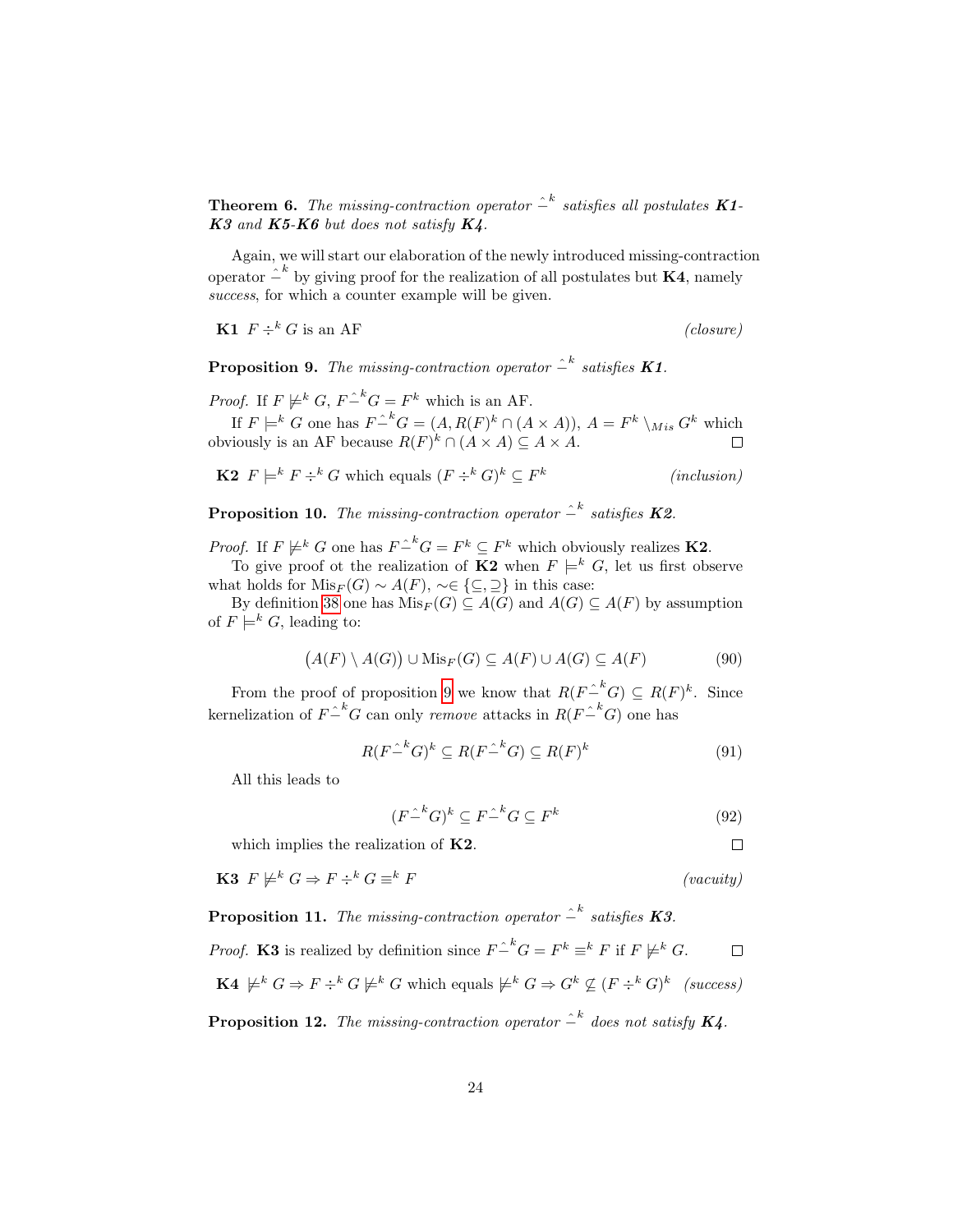**Theorem 6.** *The missing-contraction operator $\hat{-}^k$ satisfies all postulates **K1**-**K3** and **K5**-**K6** but does not satisfy **K4**.*

Again, we will start our elaboration of the newly introduced missing-contraction operator $\hat{-}^k$ by giving proof for the realization of all postulates but **K4**, namely *success*, for which a counter example will be given.

**K1** $F \div^k G$ is an AF *(closure)*

**Proposition 9.** *The missing-contraction operator $\hat{-}^k$ satisfies **K1**.*

*Proof.* If $F \not\models^k G$, $F \hat{-}^k G = F^k$ which is an AF.

If $F \models^k G$ one has $F \hat{-}^k G = (A, R(F)^k \cap (A \times A))$, $A = F^k \setminus_{Mis} G^k$ which obviously is an AF because $R(F)^k \cap (A \times A) \subseteq A \times A$. $\square$

**K2** $F \models^k F \div^k G$ which equals $(F \div^k G)^k \subseteq F^k$ *(inclusion)*

**Proposition 10.** *The missing-contraction operator $\hat{-}^k$ satisfies **K2**.*

*Proof.* If $F \not\models^k G$ one has $F \hat{-}^k G = F^k \subseteq F^k$ which obviously realizes **K2**.

To give proof ot the realization of **K2** when $F \models^k G$, let us first observe what holds for $\mathrm{Mis}_F(G) \sim A(F)$, $\sim \in \{\subseteq, \supseteq\}$ in this case:

By definition 38 one has $\mathrm{Mis}_F(G) \subseteq A(G)$ and $A(G) \subseteq A(F)$ by assumption of $F \models^k G$, leading to:

$$\big(A(F) \setminus A(G)\big) \cup \mathrm{Mis}_F(G) \subseteq A(F) \cup A(G) \subseteq A(F) \tag{90}$$

From the proof of proposition 9 we know that $R(F \hat{-}^k G) \subseteq R(F)^k$. Since kernelization of $F \hat{-}^k G$ can only *remove* attacks in $R(F \hat{-}^k G)$ one has

$$R(F \hat{-}^k G)^k \subseteq R(F \hat{-}^k G) \subseteq R(F)^k \tag{91}$$

All this leads to

$$(F \hat{-}^k G)^k \subseteq F \hat{-}^k G \subseteq F^k \tag{92}$$

which implies the realization of **K2**. $\square$

**K3** $F \not\models^k G \Rightarrow F \div^k G \equiv^k F$ *(vacuity)*

**Proposition 11.** *The missing-contraction operator $\hat{-}^k$ satisfies **K3**.*

*Proof.* **K3** is realized by definition since $F \hat{-}^k G = F^k \equiv^k F$ if $F \not\models^k G$. $\square$

**K4** $\not\models^k G \Rightarrow F \div^k G \not\models^k G$ which equals $\not\models^k G \Rightarrow G^k \not\subseteq (F \div^k G)^k$ *(success)*

**Proposition 12.** *The missing-contraction operator $\hat{-}^k$ does not satisfy **K4**.*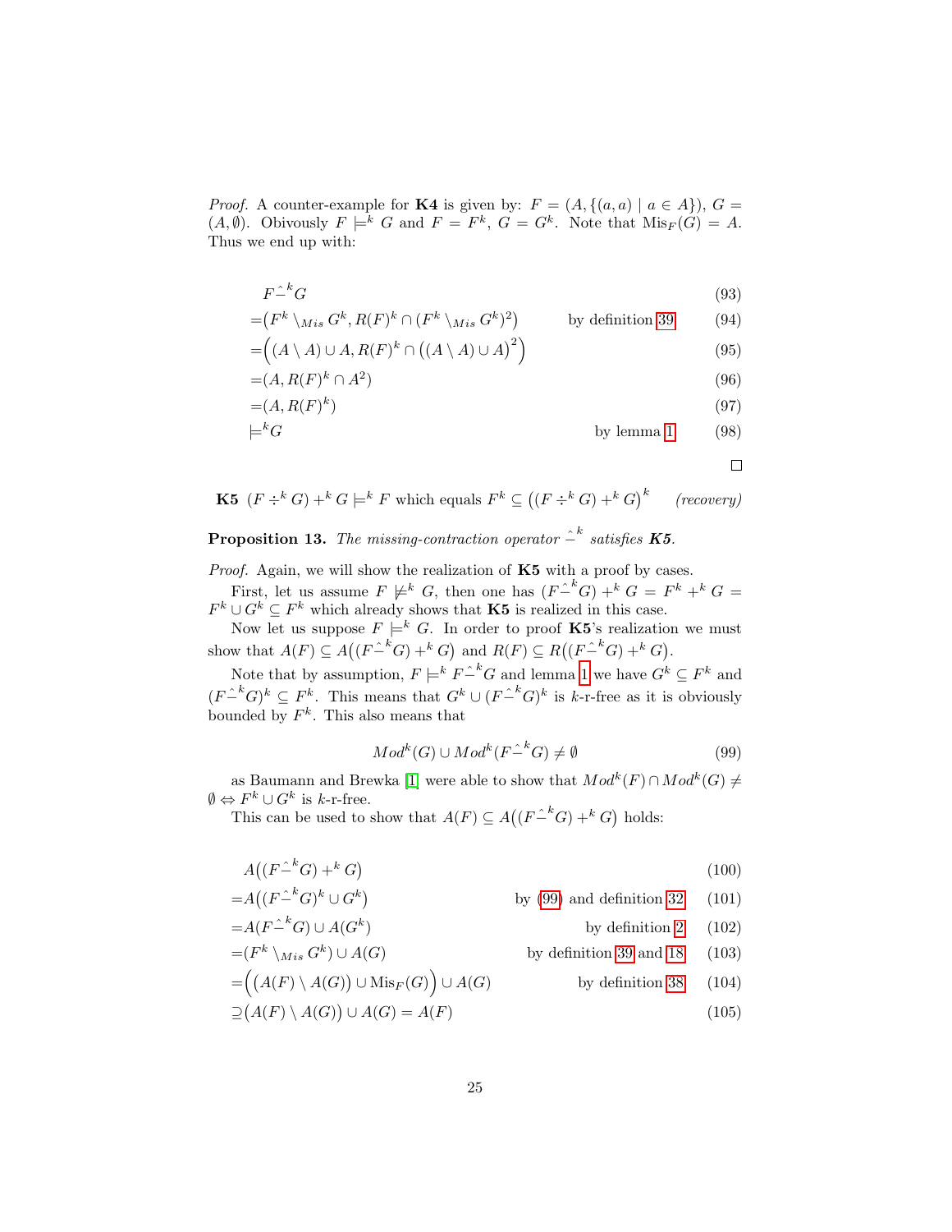*Proof.* A counter-example for **K4** is given by: $F = (A, \{(a,a) \mid a \in A\})$, $G = (A, \emptyset)$. Obivously $F \models^k G$ and $F = F^k$, $G = G^k$. Note that $\text{Mis}_F(G) = A$. Thus we end up with:

$$
\begin{aligned}
& F \hat{-}^k G && (93)\\
=& \big(F^k \setminus_{Mis} G^k, R(F)^k \cap (F^k \setminus_{Mis} G^k)^2\big) && \text{by definition 39} \quad (94)\\
=& \Big((A \setminus A) \cup A, R(F)^k \cap \big((A \setminus A) \cup A\big)^2\Big) && (95)\\
=& (A, R(F)^k \cap A^2) && (96)\\
=& (A, R(F)^k) && (97)\\
\models^k & G && \text{by lemma 1} \quad (98)
\end{aligned}
$$

□

**K5** $(F \div^k G) +^k G \models^k F$ which equals $F^k \subseteq \big((F \div^k G) +^k G\big)^k$ *(recovery)*

**Proposition 13.** *The missing-contraction operator* $\hat{-}^k$ *satisfies* ***K5****.*

*Proof.* Again, we will show the realization of **K5** with a proof by cases.

First, let us assume $F \not\models^k G$, then one has $(F \hat{-}^k G) +^k G = F^k +^k G = F^k \cup G^k \subseteq F^k$ which already shows that **K5** is realized in this case.

Now let us suppose $F \models^k G$. In order to proof **K5**'s realization we must show that $A(F) \subseteq A\big((F \hat{-}^k G) +^k G\big)$ and $R(F) \subseteq R\big((F \hat{-}^k G) +^k G\big)$.

Note that by assumption, $F \models^k F \hat{-}^k G$ and lemma 1 we have $G^k \subseteq F^k$ and $(F \hat{-}^k G)^k \subseteq F^k$. This means that $G^k \cup (F \hat{-}^k G)^k$ is $k$-r-free as it is obviously bounded by $F^k$. This also means that

$$Mod^k(G) \cup Mod^k(F \hat{-}^k G) \neq \emptyset \qquad (99)$$

as Baumann and Brewka [1] were able to show that $Mod^k(F) \cap Mod^k(G) \neq \emptyset \Leftrightarrow F^k \cup G^k$ is $k$-r-free.

This can be used to show that $A(F) \subseteq A\big((F \hat{-}^k G) +^k G\big)$ holds:

$$
\begin{aligned}
& A\big((F \hat{-}^k G) +^k G\big) && (100)\\
=& A\big((F \hat{-}^k G)^k \cup G^k\big) && \text{by (99) and definition 32} \quad (101)\\
=& A(F \hat{-}^k G) \cup A(G^k) && \text{by definition 2} \quad (102)\\
=& (F^k \setminus_{Mis} G^k) \cup A(G) && \text{by definition 39 and 18} \quad (103)\\
=& \Big(\big(A(F) \setminus A(G)\big) \cup \text{Mis}_F(G)\Big) \cup A(G) && \text{by definition 38} \quad (104)\\
\supseteq & \big(A(F) \setminus A(G)\big) \cup A(G) = A(F) && (105)
\end{aligned}
$$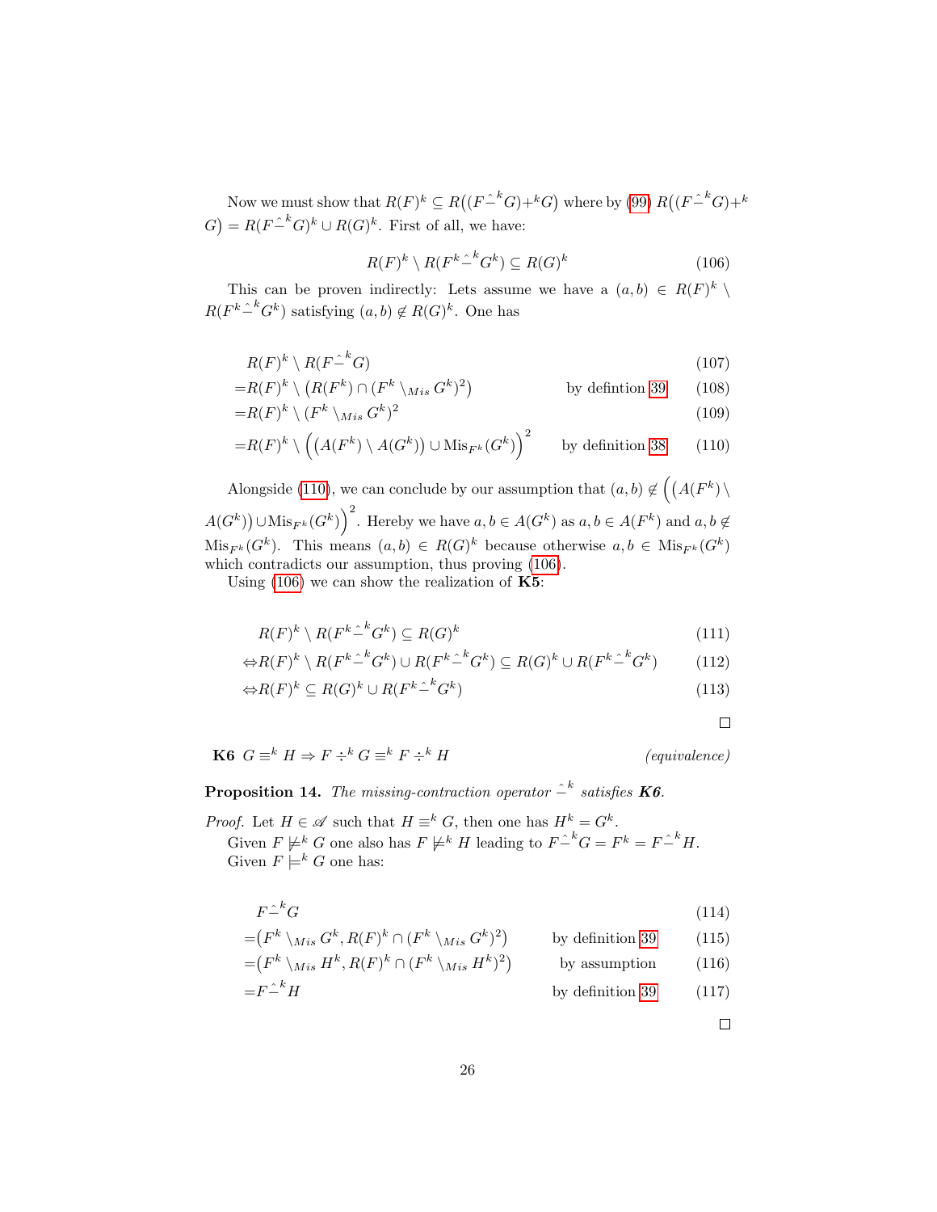Now we must show that $R(F)^k \subseteq R\big((F \hat{-}^k G) +^k G\big)$ where by (99) $R\big((F \hat{-}^k G) +^k G\big) = R(F \hat{-}^k G)^k \cup R(G)^k$. First of all, we have:

$$R(F)^k \setminus R(F^k \hat{-}^k G^k) \subseteq R(G)^k \tag{106}$$

This can be proven indirectly: Lets assume we have a $(a, b) \in R(F)^k \setminus R(F^k \hat{-}^k G^k)$ satisfying $(a, b) \notin R(G)^k$. One has

$$
\begin{aligned}
&R(F)^k \setminus R(F \hat{-}^k G) && (107)\\
=&R(F)^k \setminus \big(R(F^k) \cap (F^k \setminus_{Mis} G^k)^2\big) \quad \text{by defintion 39} && (108)\\
=&R(F)^k \setminus (F^k \setminus_{Mis} G^k)^2 && (109)\\
=&R(F)^k \setminus \Big(\big(A(F^k) \setminus A(G^k)\big) \cup \mathrm{Mis}_{F^k}(G^k)\Big)^2 \quad \text{by definition 38} && (110)
\end{aligned}
$$

Alongside (110), we can conclude by our assumption that $(a, b) \notin \Big(\big(A(F^k) \setminus A(G^k)\big) \cup \mathrm{Mis}_{F^k}(G^k)\Big)^2$. Hereby we have $a, b \in A(G^k)$ as $a, b \in A(F^k)$ and $a, b \notin \mathrm{Mis}_{F^k}(G^k)$. This means $(a, b) \in R(G)^k$ because otherwise $a, b \in \mathrm{Mis}_{F^k}(G^k)$ which contradicts our assumption, thus proving (106).

Using (106) we can show the realization of **K5**:

$$
\begin{aligned}
&R(F)^k \setminus R(F^k \hat{-}^k G^k) \subseteq R(G)^k && (111)\\
\Leftrightarrow &R(F)^k \setminus R(F^k \hat{-}^k G^k) \cup R(F^k \hat{-}^k G^k) \subseteq R(G)^k \cup R(F^k \hat{-}^k G^k) && (112)\\
\Leftrightarrow &R(F)^k \subseteq R(G)^k \cup R(F^k \hat{-}^k G^k) && (113)
\end{aligned}
$$

□

**K6** $G \equiv^k H \Rightarrow F \div^k G \equiv^k F \div^k H$ *(equivalence)*

**Proposition 14.** *The missing-contraction operator $\hat{-}^k$ satisfies **K6**.*

*Proof.* Let $H \in \mathscr{A}$ such that $H \equiv^k G$, then one has $H^k = G^k$.

Given $F \not\models^k G$ one also has $F \not\models^k H$ leading to $F \hat{-}^k G = F^k = F \hat{-}^k H$.

Given $F \models^k G$ one has:

$$
\begin{aligned}
&F \hat{-}^k G && (114)\\
=&\big(F^k \setminus_{Mis} G^k, R(F)^k \cap (F^k \setminus_{Mis} G^k)^2\big) \quad \text{by definition 39} && (115)\\
=&\big(F^k \setminus_{Mis} H^k, R(F)^k \cap (F^k \setminus_{Mis} H^k)^2\big) \quad \text{by assumption} && (116)\\
=&F \hat{-}^k H \quad \text{by definition 39} && (117)
\end{aligned}
$$

□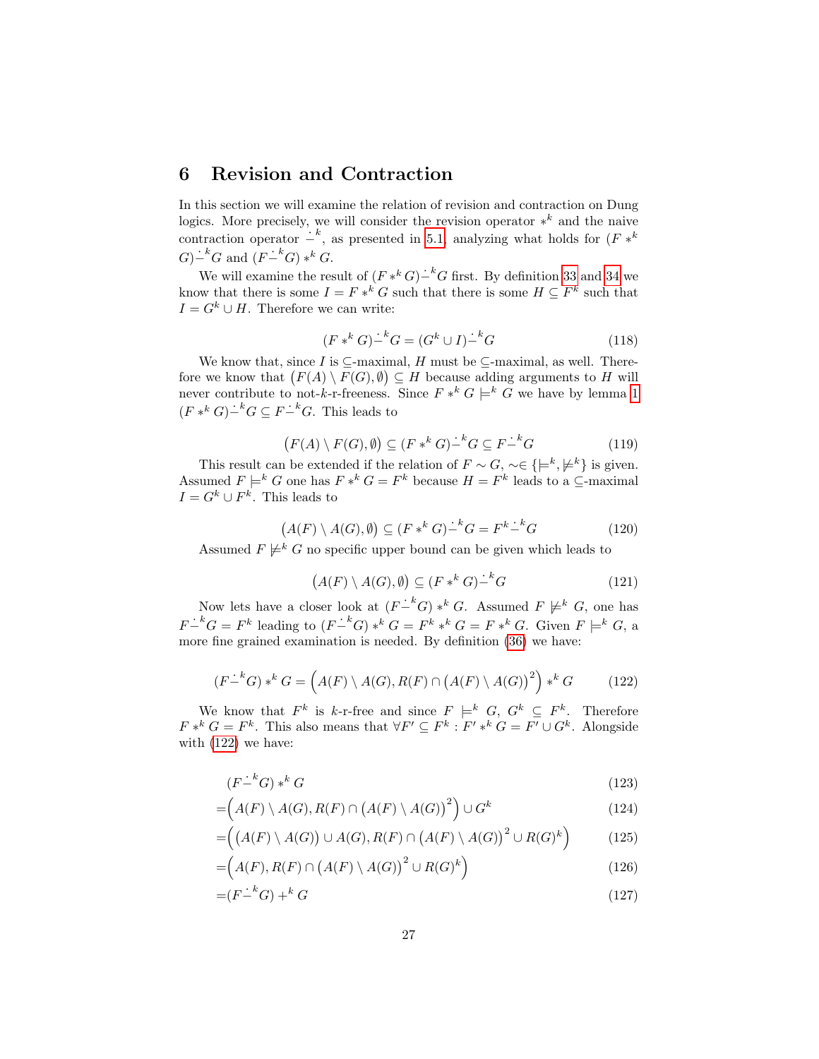## 6 Revision and Contraction

In this section we will examine the relation of revision and contraction on Dung logics. More precisely, we will consider the revision operator $*^k$ and the naive contraction operator $\dot{-}^k$, as presented in 5.1, analyzing what holds for $(F *^k G)\dot{-}^k G$ and $(F\dot{-}^k G) *^k G$.

We will examine the result of $(F *^k G)\dot{-}^k G$ first. By definition 33 and 34 we know that there is some $I = F *^k G$ such that there is some $H \subseteq F^k$ such that $I = G^k \cup H$. Therefore we can write:

$$(F *^k G)\dot{-}^k G = (G^k \cup I)\dot{-}^k G \tag{118}$$

We know that, since $I$ is $\subseteq$-maximal, $H$ must be $\subseteq$-maximal, as well. Therefore we know that $\big(F(A) \setminus F(G), \emptyset\big) \subseteq H$ because adding arguments to $H$ will never contribute to not-$k$-r-freeness. Since $F *^k G \models^k G$ we have by lemma 1 $(F *^k G)\dot{-}^k G \subseteq F\dot{-}^k G$. This leads to

$$\big(F(A) \setminus F(G), \emptyset\big) \subseteq (F *^k G)\dot{-}^k G \subseteq F\dot{-}^k G \tag{119}$$

This result can be extended if the relation of $F \sim G$, $\sim \in \{\models^k, \not\models^k\}$ is given. Assumed $F \models^k G$ one has $F *^k G = F^k$ because $H = F^k$ leads to a $\subseteq$-maximal $I = G^k \cup F^k$. This leads to

$$\big(A(F) \setminus A(G), \emptyset\big) \subseteq (F *^k G)\dot{-}^k G = F^k\dot{-}^k G \tag{120}$$

Assumed $F \not\models^k G$ no specific upper bound can be given which leads to

$$\big(A(F) \setminus A(G), \emptyset\big) \subseteq (F *^k G)\dot{-}^k G \tag{121}$$

Now lets have a closer look at $(F\dot{-}^k G) *^k G$. Assumed $F \not\models^k G$, one has $F\dot{-}^k G = F^k$ leading to $(F\dot{-}^k G) *^k G = F^k *^k G = F *^k G$. Given $F \models^k G$, a more fine grained examination is needed. By definition (36) we have:

$$(F\dot{-}^k G) *^k G = \Big(A(F) \setminus A(G), R(F) \cap \big(A(F) \setminus A(G)\big)^2\Big) *^k G \tag{122}$$

We know that $F^k$ is $k$-r-free and since $F \models^k G$, $G^k \subseteq F^k$. Therefore $F *^k G = F^k$. This also means that $\forall F' \subseteq F^k : F' *^k G = F' \cup G^k$. Alongside with (122) we have:

$$
\begin{aligned}
&(F\dot{-}^k G) *^k G && (123)\\
=&\Big(A(F) \setminus A(G), R(F) \cap \big(A(F) \setminus A(G)\big)^2\Big) \cup G^k && (124)\\
=&\Big(\big(A(F) \setminus A(G)\big) \cup A(G), R(F) \cap \big(A(F) \setminus A(G)\big)^2 \cup R(G)^k\Big) && (125)\\
=&\Big(A(F), R(F) \cap \big(A(F) \setminus A(G)\big)^2 \cup R(G)^k\Big) && (126)\\
=&(F\dot{-}^k G) +^k G && (127)
\end{aligned}
$$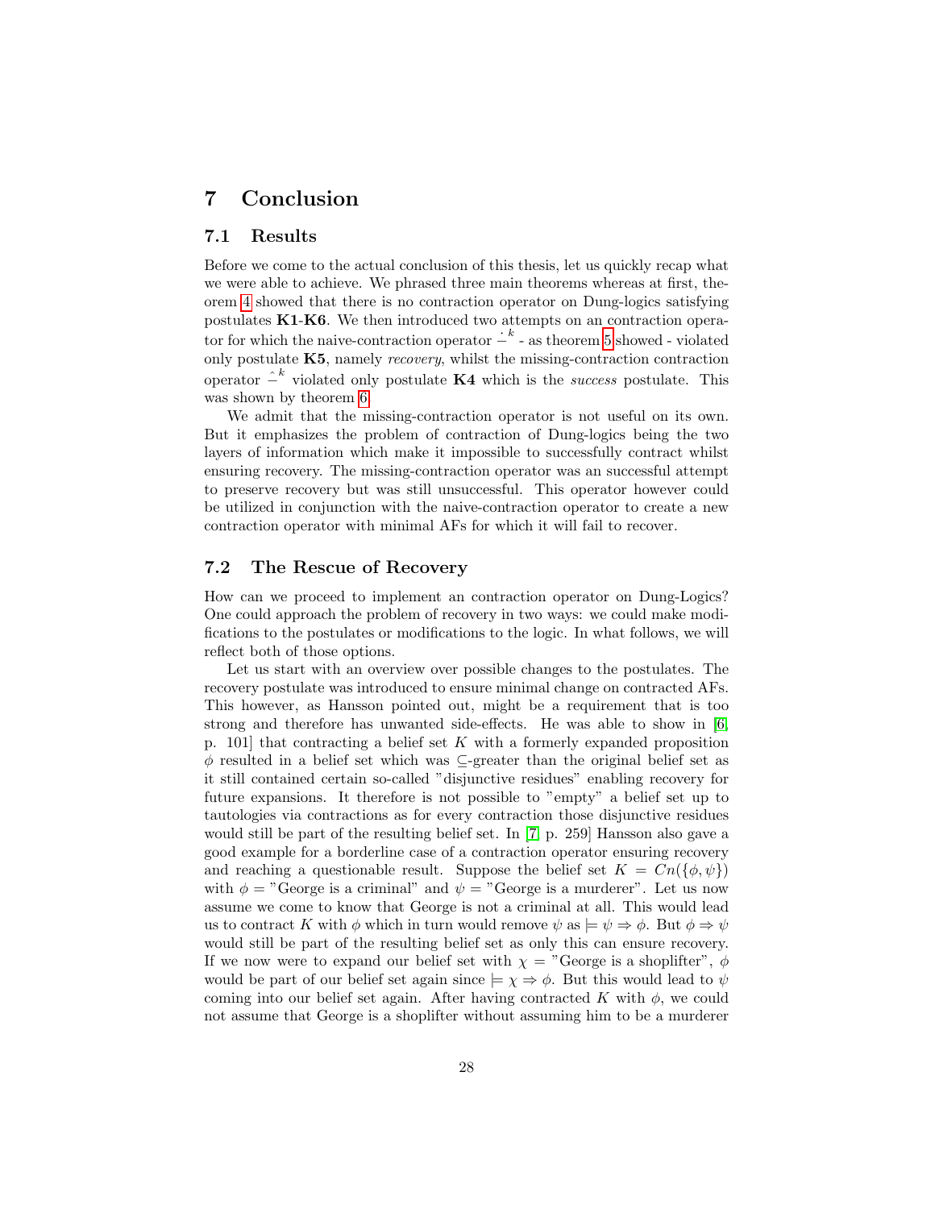# 7 Conclusion

## 7.1 Results

Before we come to the actual conclusion of this thesis, let us quickly recap what we were able to achieve. We phrased three main theorems whereas at first, theorem 4 showed that there is no contraction operator on Dung-logics satisfying postulates **K1**-**K6**. We then introduced two attempts on an contraction operator for which the naive-contraction operator $\dot{-}^{k}$ - as theorem 5 showed - violated only postulate **K5**, namely *recovery*, whilst the missing-contraction contraction operator $\hat{-}^{k}$ violated only postulate **K4** which is the *success* postulate. This was shown by theorem 6.

We admit that the missing-contraction operator is not useful on its own. But it emphasizes the problem of contraction of Dung-logics being the two layers of information which make it impossible to successfully contract whilst ensuring recovery. The missing-contraction operator was an successful attempt to preserve recovery but was still unsuccessful. This operator however could be utilized in conjunction with the naive-contraction operator to create a new contraction operator with minimal AFs for which it will fail to recover.

## 7.2 The Rescue of Recovery

How can we proceed to implement an contraction operator on Dung-Logics? One could approach the problem of recovery in two ways: we could make modifications to the postulates or modifications to the logic. In what follows, we will reflect both of those options.

Let us start with an overview over possible changes to the postulates. The recovery postulate was introduced to ensure minimal change on contracted AFs. This however, as Hansson pointed out, might be a requirement that is too strong and therefore has unwanted side-effects. He was able to show in [6, p. 101] that contracting a belief set $K$ with a formerly expanded proposition $\phi$ resulted in a belief set which was $\subseteq$-greater than the original belief set as it still contained certain so-called "disjunctive residues" enabling recovery for future expansions. It therefore is not possible to "empty" a belief set up to tautologies via contractions as for every contraction those disjunctive residues would still be part of the resulting belief set. In [7, p. 259] Hansson also gave a good example for a borderline case of a contraction operator ensuring recovery and reaching a questionable result. Suppose the belief set $K = Cn(\{\phi, \psi\})$ with $\phi$ = "George is a criminal" and $\psi$ = "George is a murderer". Let us now assume we come to know that George is not a criminal at all. This would lead us to contract $K$ with $\phi$ which in turn would remove $\psi$ as $\models \psi \Rightarrow \phi$. But $\phi \Rightarrow \psi$ would still be part of the resulting belief set as only this can ensure recovery. If we now were to expand our belief set with $\chi$ = "George is a shoplifter", $\phi$ would be part of our belief set again since $\models \chi \Rightarrow \phi$. But this would lead to $\psi$ coming into our belief set again. After having contracted $K$ with $\phi$, we could not assume that George is a shoplifter without assuming him to be a murderer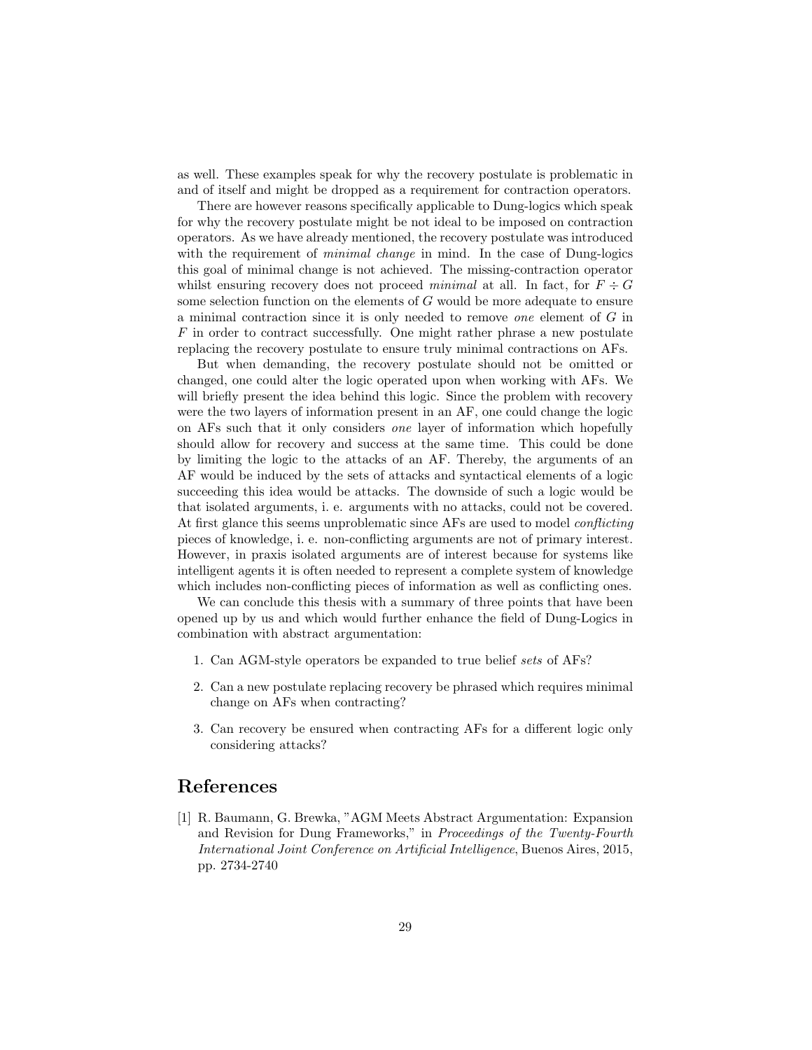as well. These examples speak for why the recovery postulate is problematic in and of itself and might be dropped as a requirement for contraction operators.

There are however reasons specifically applicable to Dung-logics which speak for why the recovery postulate might be not ideal to be imposed on contraction operators. As we have already mentioned, the recovery postulate was introduced with the requirement of *minimal change* in mind. In the case of Dung-logics this goal of minimal change is not achieved. The missing-contraction operator whilst ensuring recovery does not proceed *minimal* at all. In fact, for $F \div G$ some selection function on the elements of $G$ would be more adequate to ensure a minimal contraction since it is only needed to remove *one* element of $G$ in $F$ in order to contract successfully. One might rather phrase a new postulate replacing the recovery postulate to ensure truly minimal contractions on AFs.

But when demanding, the recovery postulate should not be omitted or changed, one could alter the logic operated upon when working with AFs. We will briefly present the idea behind this logic. Since the problem with recovery were the two layers of information present in an AF, one could change the logic on AFs such that it only considers *one* layer of information which hopefully should allow for recovery and success at the same time. This could be done by limiting the logic to the attacks of an AF. Thereby, the arguments of an AF would be induced by the sets of attacks and syntactical elements of a logic succeeding this idea would be attacks. The downside of such a logic would be that isolated arguments, i. e. arguments with no attacks, could not be covered. At first glance this seems unproblematic since AFs are used to model *conflicting* pieces of knowledge, i. e. non-conflicting arguments are not of primary interest. However, in praxis isolated arguments are of interest because for systems like intelligent agents it is often needed to represent a complete system of knowledge which includes non-conflicting pieces of information as well as conflicting ones.

We can conclude this thesis with a summary of three points that have been opened up by us and which would further enhance the field of Dung-Logics in combination with abstract argumentation:

1. Can AGM-style operators be expanded to true belief *sets* of AFs?
2. Can a new postulate replacing recovery be phrased which requires minimal change on AFs when contracting?
3. Can recovery be ensured when contracting AFs for a different logic only considering attacks?

# References

[1] R. Baumann, G. Brewka, "AGM Meets Abstract Argumentation: Expansion and Revision for Dung Frameworks," in *Proceedings of the Twenty-Fourth International Joint Conference on Artificial Intelligence*, Buenos Aires, 2015, pp. 2734-2740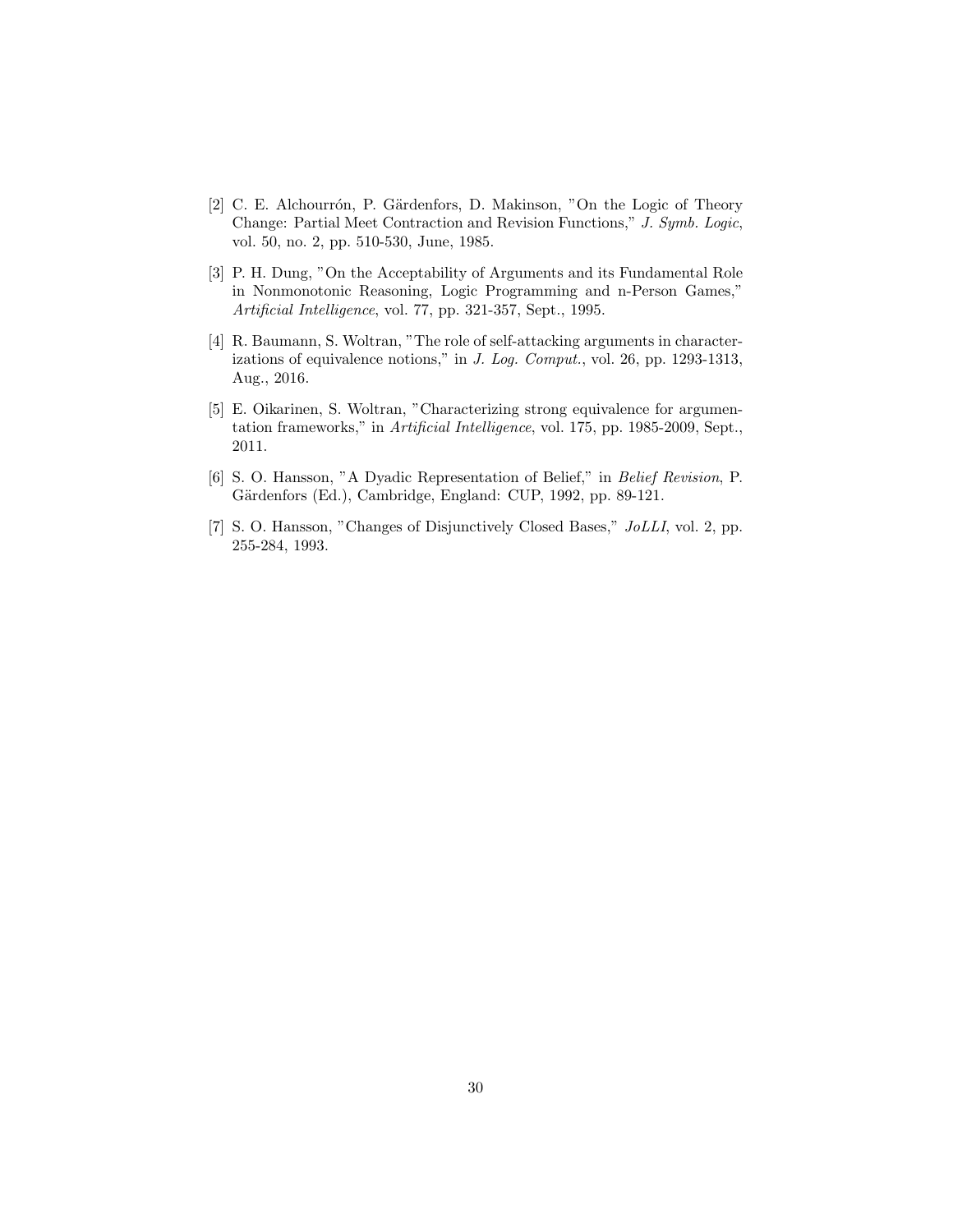[2] C. E. Alchourrón, P. Gärdenfors, D. Makinson, "On the Logic of Theory Change: Partial Meet Contraction and Revision Functions," *J. Symb. Logic*, vol. 50, no. 2, pp. 510-530, June, 1985.

[3] P. H. Dung, "On the Acceptability of Arguments and its Fundamental Role in Nonmonotonic Reasoning, Logic Programming and n-Person Games," *Artificial Intelligence*, vol. 77, pp. 321-357, Sept., 1995.

[4] R. Baumann, S. Woltran, "The role of self-attacking arguments in characterizations of equivalence notions," in *J. Log. Comput.*, vol. 26, pp. 1293-1313, Aug., 2016.

[5] E. Oikarinen, S. Woltran, "Characterizing strong equivalence for argumentation frameworks," in *Artificial Intelligence*, vol. 175, pp. 1985-2009, Sept., 2011.

[6] S. O. Hansson, "A Dyadic Representation of Belief," in *Belief Revision*, P. Gärdenfors (Ed.), Cambridge, England: CUP, 1992, pp. 89-121.

[7] S. O. Hansson, "Changes of Disjunctively Closed Bases," *JoLLI*, vol. 2, pp. 255-284, 1993.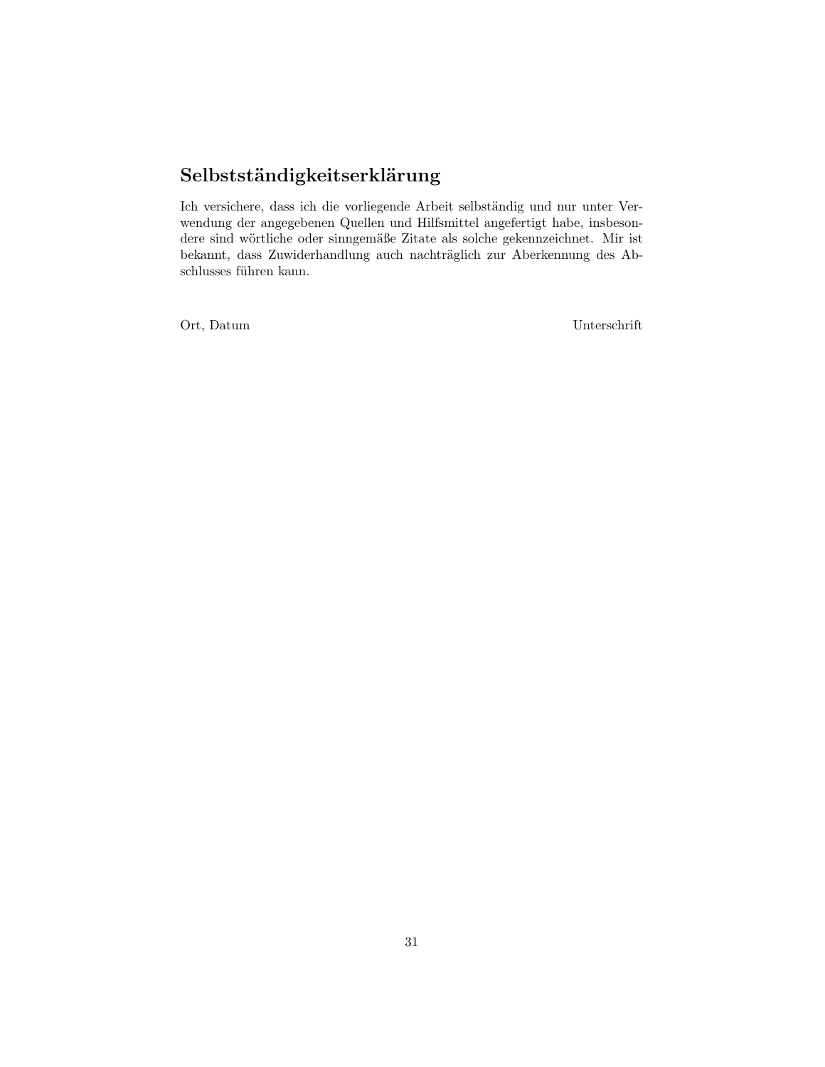## Selbstständigkeitserklärung

Ich versichere, dass ich die vorliegende Arbeit selbständig und nur unter Verwendung der angegebenen Quellen und Hilfsmittel angefertigt habe, insbesondere sind wörtliche oder sinngemäße Zitate als solche gekennzeichnet. Mir ist bekannt, dass Zuwiderhandlung auch nachträglich zur Aberkennung des Abschlusses führen kann.

Ort, Datum

Unterschrift